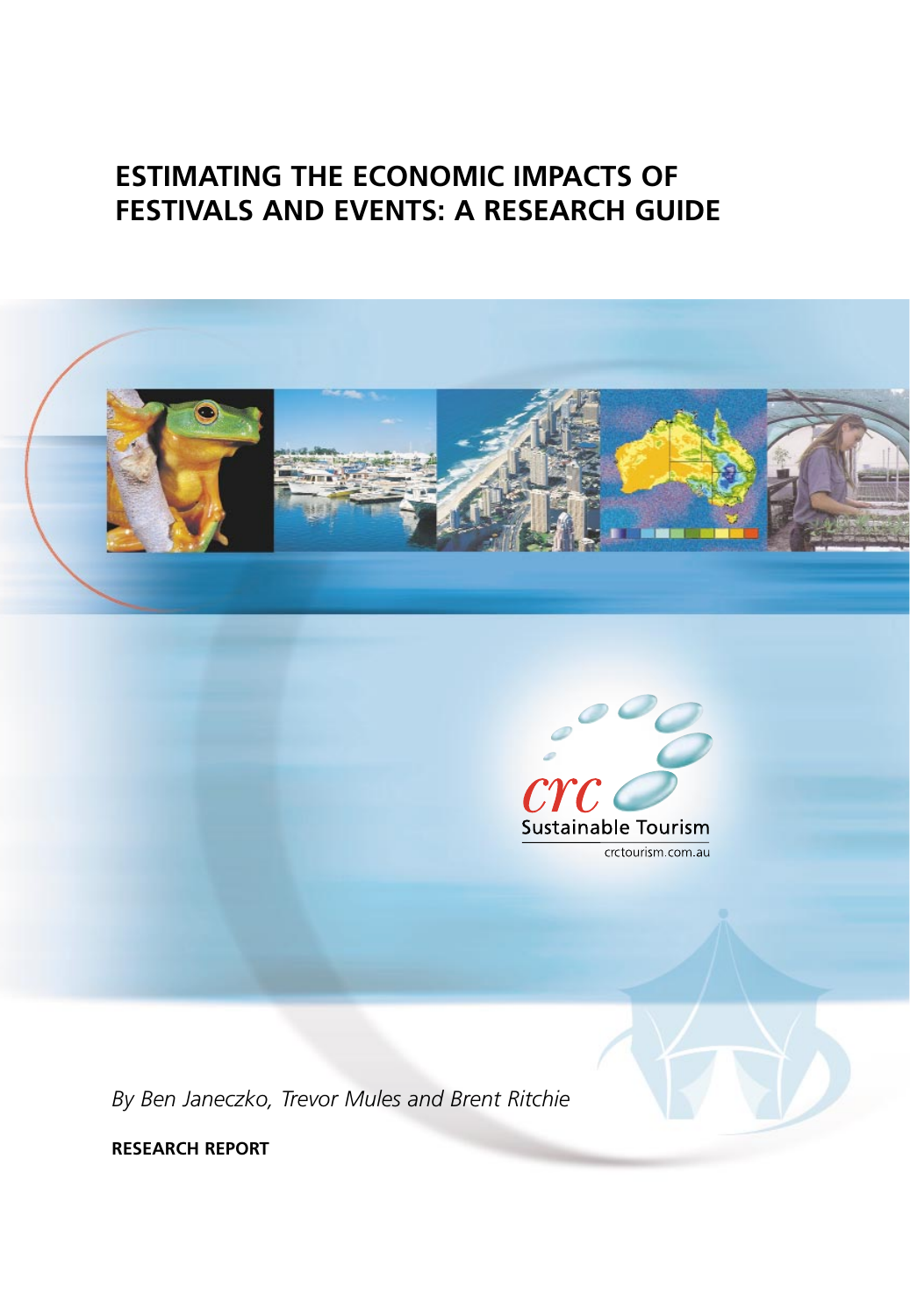# ESTIMATING THE ECONOMIC IMPACTS OF FESTIVALS AND EVENTS: A RESEARCH GUIDE

crc Sustainable Tourism

crctourism.com.au

*By Ben Janeczko, Trevor Mules and Brent Ritchie*

**RESEARCH REPORT**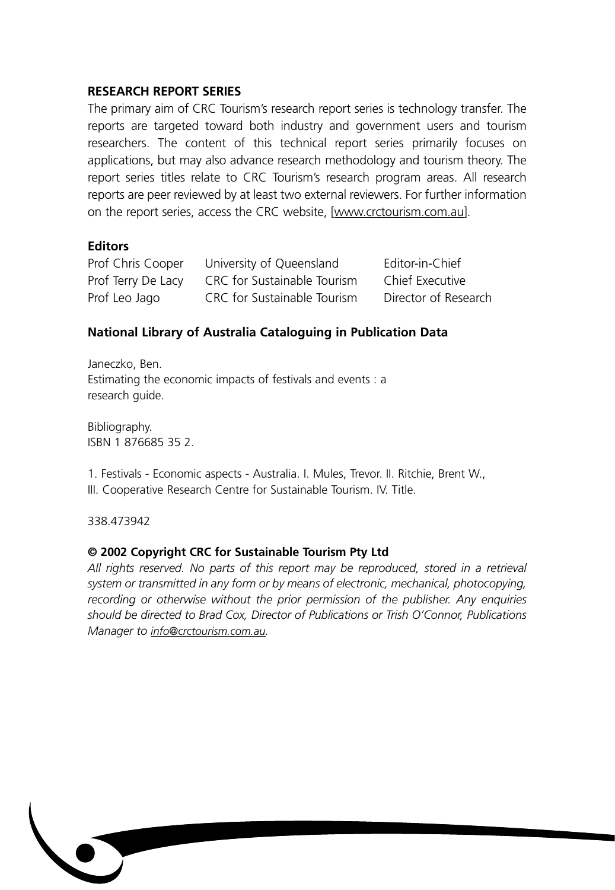**RESEARCH REPORT SERIES**

The primary aim of CRC Tourism's research report series is technology transfer. The reports are targeted toward both industry and government users and tourism researchers. The content of this technical report series primarily focuses on applications, but may also advance research methodology and tourism theory. The report series titles relate to CRC Tourism's research program areas. All research reports are peer reviewed by at least two external reviewers. For further information on the report series, access the CRC website, [www.crctourism.com.au].

**Editors**

| | | |
|---|---|---|
| Prof Chris Cooper | University of Queensland | Editor-in-Chief |
| Prof Terry De Lacy | CRC for Sustainable Tourism | Chief Executive |
| Prof Leo Jago | CRC for Sustainable Tourism | Director of Research |

**National Library of Australia Cataloguing in Publication Data**

Janeczko, Ben.
Estimating the economic impacts of festivals and events : a research guide.

Bibliography.
ISBN 1 876685 35 2.

1. Festivals - Economic aspects - Australia. I. Mules, Trevor. II. Ritchie, Brent W., III. Cooperative Research Centre for Sustainable Tourism. IV. Title.

338.473942

**© 2002 Copyright CRC for Sustainable Tourism Pty Ltd**

*All rights reserved. No parts of this report may be reproduced, stored in a retrieval system or transmitted in any form or by means of electronic, mechanical, photocopying, recording or otherwise without the prior permission of the publisher. Any enquiries should be directed to Brad Cox, Director of Publications or Trish O'Connor, Publications Manager to info@crctourism.com.au.*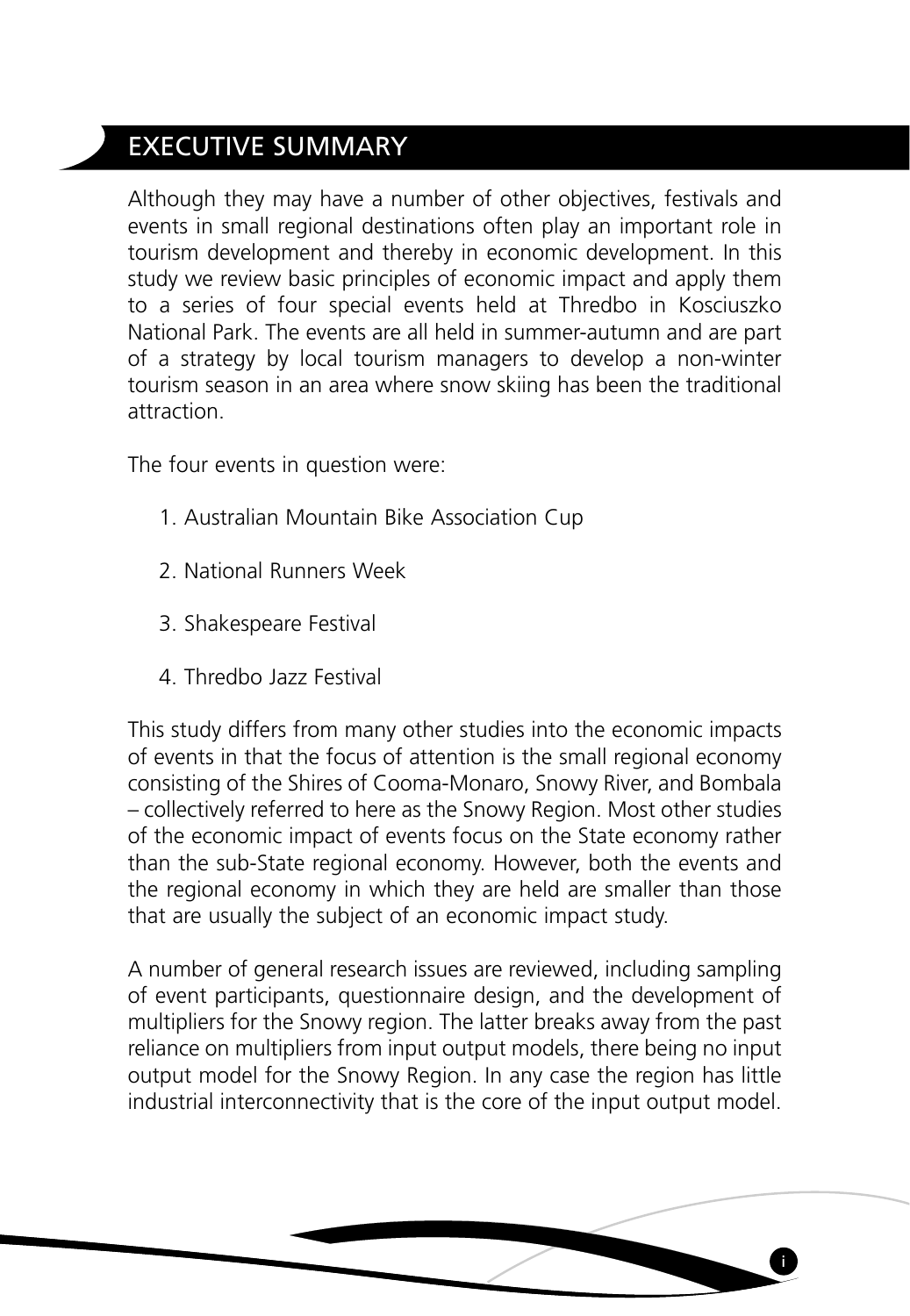# EXECUTIVE SUMMARY

Although they may have a number of other objectives, festivals and events in small regional destinations often play an important role in tourism development and thereby in economic development. In this study we review basic principles of economic impact and apply them to a series of four special events held at Thredbo in Kosciuszko National Park. The events are all held in summer-autumn and are part of a strategy by local tourism managers to develop a non-winter tourism season in an area where snow skiing has been the traditional attraction.

The four events in question were:

1. Australian Mountain Bike Association Cup
2. National Runners Week
3. Shakespeare Festival
4. Thredbo Jazz Festival

This study differs from many other studies into the economic impacts of events in that the focus of attention is the small regional economy consisting of the Shires of Cooma-Monaro, Snowy River, and Bombala – collectively referred to here as the Snowy Region. Most other studies of the economic impact of events focus on the State economy rather than the sub-State regional economy. However, both the events and the regional economy in which they are held are smaller than those that are usually the subject of an economic impact study.

A number of general research issues are reviewed, including sampling of event participants, questionnaire design, and the development of multipliers for the Snowy region. The latter breaks away from the past reliance on multipliers from input output models, there being no input output model for the Snowy Region. In any case the region has little industrial interconnectivity that is the core of the input output model.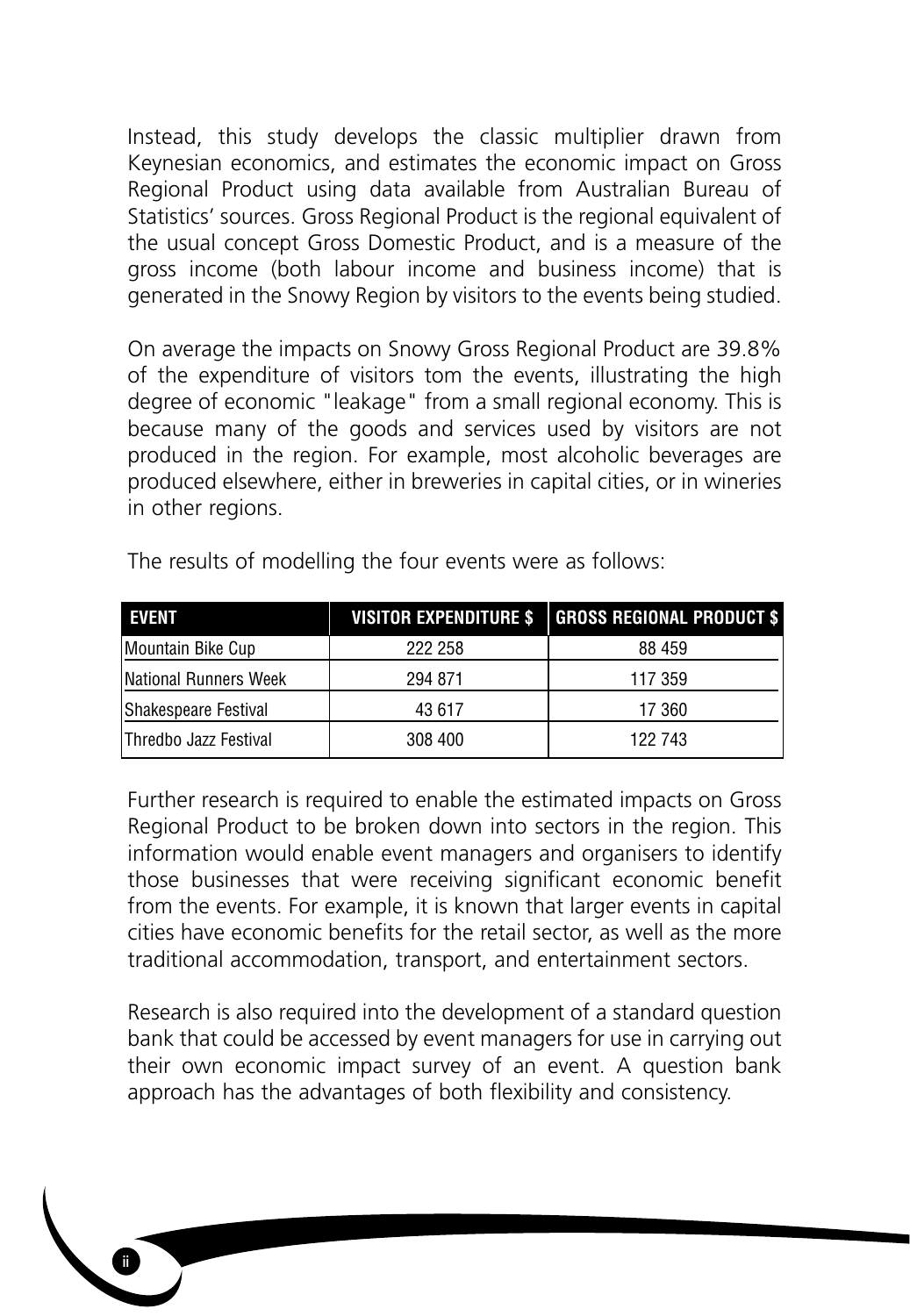Instead, this study develops the classic multiplier drawn from Keynesian economics, and estimates the economic impact on Gross Regional Product using data available from Australian Bureau of Statistics' sources. Gross Regional Product is the regional equivalent of the usual concept Gross Domestic Product, and is a measure of the gross income (both labour income and business income) that is generated in the Snowy Region by visitors to the events being studied.

On average the impacts on Snowy Gross Regional Product are 39.8% of the expenditure of visitors tom the events, illustrating the high degree of economic "leakage" from a small regional economy. This is because many of the goods and services used by visitors are not produced in the region. For example, most alcoholic beverages are produced elsewhere, either in breweries in capital cities, or in wineries in other regions.

The results of modelling the four events were as follows:

| EVENT | VISITOR EXPENDITURE $ | GROSS REGIONAL PRODUCT $ |
|---|---|---|
| Mountain Bike Cup | 222 258 | 88 459 |
| National Runners Week | 294 871 | 117 359 |
| Shakespeare Festival | 43 617 | 17 360 |
| Thredbo Jazz Festival | 308 400 | 122 743 |

Further research is required to enable the estimated impacts on Gross Regional Product to be broken down into sectors in the region. This information would enable event managers and organisers to identify those businesses that were receiving significant economic benefit from the events. For example, it is known that larger events in capital cities have economic benefits for the retail sector, as well as the more traditional accommodation, transport, and entertainment sectors.

Research is also required into the development of a standard question bank that could be accessed by event managers for use in carrying out their own economic impact survey of an event. A question bank approach has the advantages of both flexibility and consistency.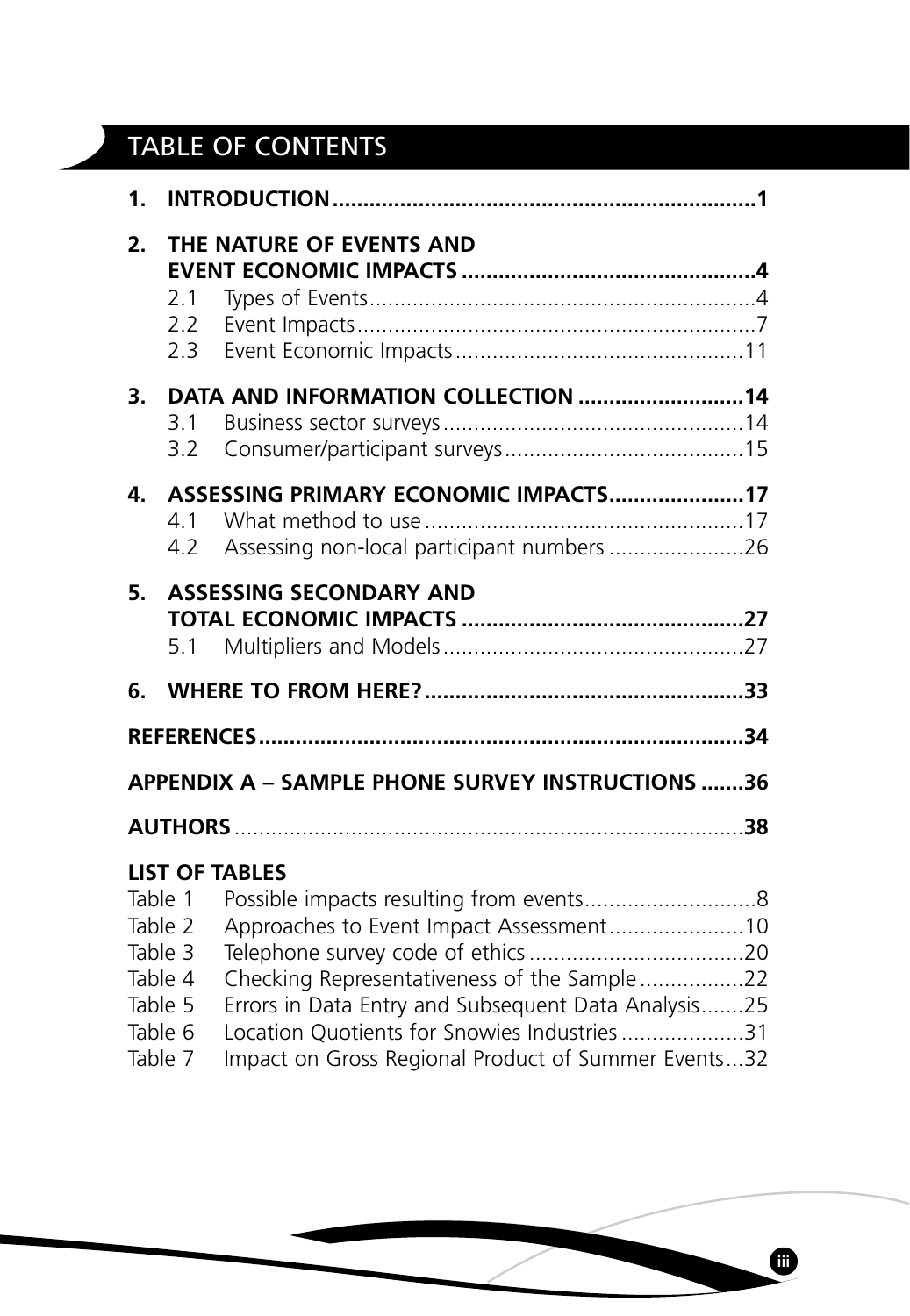# TABLE OF CONTENTS

**1. INTRODUCTION....................................................................1**

**2. THE NATURE OF EVENTS AND EVENT ECONOMIC IMPACTS ................................................4**

- 2.1 Types of Events..............................................................4
- 2.2 Event Impacts................................................................7
- 2.3 Event Economic Impacts..............................................11

**3. DATA AND INFORMATION COLLECTION ..........................14**

- 3.1 Business sector surveys.................................................14
- 3.2 Consumer/participant surveys.......................................15

**4. ASSESSING PRIMARY ECONOMIC IMPACTS......................17**

- 4.1 What method to use....................................................17
- 4.2 Assessing non-local participant numbers ......................26

**5. ASSESSING SECONDARY AND TOTAL ECONOMIC IMPACTS ..............................................27**

- 5.1 Multipliers and Models.................................................27

**6. WHERE TO FROM HERE?...................................................33**

**REFERENCES..............................................................................34**

**APPENDIX A – SAMPLE PHONE SURVEY INSTRUCTIONS .......36**

**AUTHORS**..................................................................................**38**

**LIST OF TABLES**

- Table 1 Possible impacts resulting from events............................8
- Table 2 Approaches to Event Impact Assessment......................10
- Table 3 Telephone survey code of ethics ...................................20
- Table 4 Checking Representativeness of the Sample .................22
- Table 5 Errors in Data Entry and Subsequent Data Analysis.......25
- Table 6 Location Quotients for Snowies Industries ....................31
- Table 7 Impact on Gross Regional Product of Summer Events...32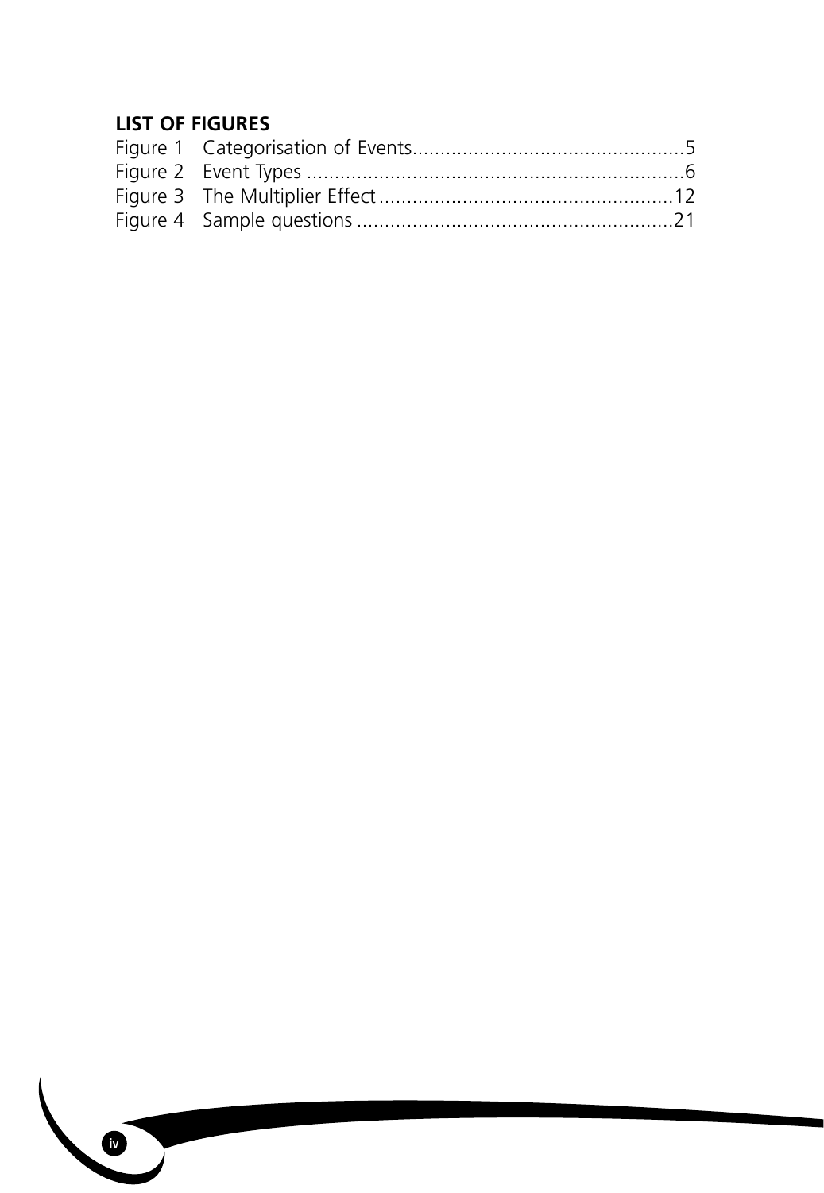**LIST OF FIGURES**

Figure 1 Categorisation of Events................................................5
Figure 2 Event Types ....................................................................6
Figure 3 The Multiplier Effect ....................................................12
Figure 4 Sample questions .........................................................21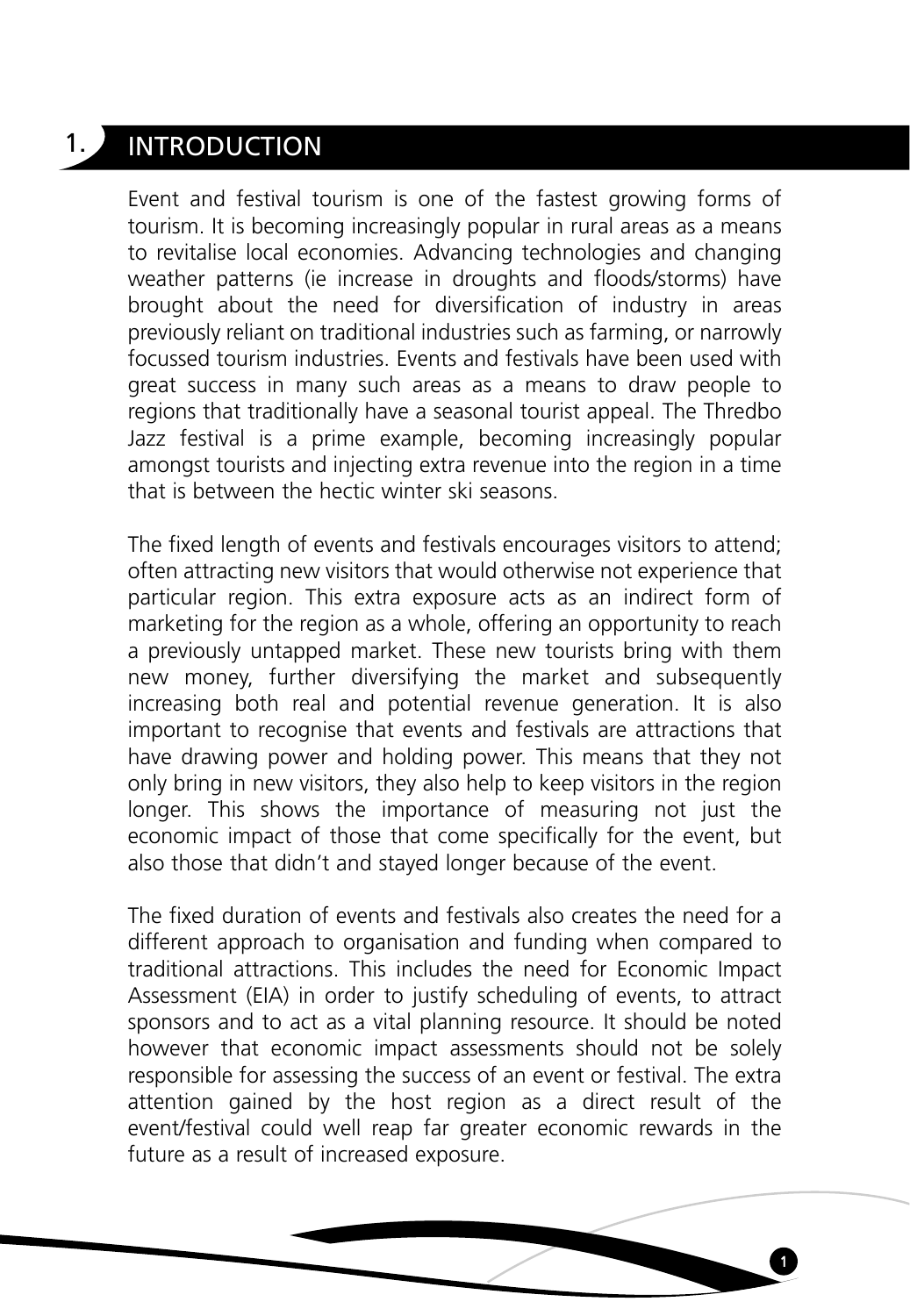# 1. INTRODUCTION

Event and festival tourism is one of the fastest growing forms of tourism. It is becoming increasingly popular in rural areas as a means to revitalise local economies. Advancing technologies and changing weather patterns (ie increase in droughts and floods/storms) have brought about the need for diversification of industry in areas previously reliant on traditional industries such as farming, or narrowly focussed tourism industries. Events and festivals have been used with great success in many such areas as a means to draw people to regions that traditionally have a seasonal tourist appeal. The Thredbo Jazz festival is a prime example, becoming increasingly popular amongst tourists and injecting extra revenue into the region in a time that is between the hectic winter ski seasons.

The fixed length of events and festivals encourages visitors to attend; often attracting new visitors that would otherwise not experience that particular region. This extra exposure acts as an indirect form of marketing for the region as a whole, offering an opportunity to reach a previously untapped market. These new tourists bring with them new money, further diversifying the market and subsequently increasing both real and potential revenue generation. It is also important to recognise that events and festivals are attractions that have drawing power and holding power. This means that they not only bring in new visitors, they also help to keep visitors in the region longer. This shows the importance of measuring not just the economic impact of those that come specifically for the event, but also those that didn't and stayed longer because of the event.

The fixed duration of events and festivals also creates the need for a different approach to organisation and funding when compared to traditional attractions. This includes the need for Economic Impact Assessment (EIA) in order to justify scheduling of events, to attract sponsors and to act as a vital planning resource. It should be noted however that economic impact assessments should not be solely responsible for assessing the success of an event or festival. The extra attention gained by the host region as a direct result of the event/festival could well reap far greater economic rewards in the future as a result of increased exposure.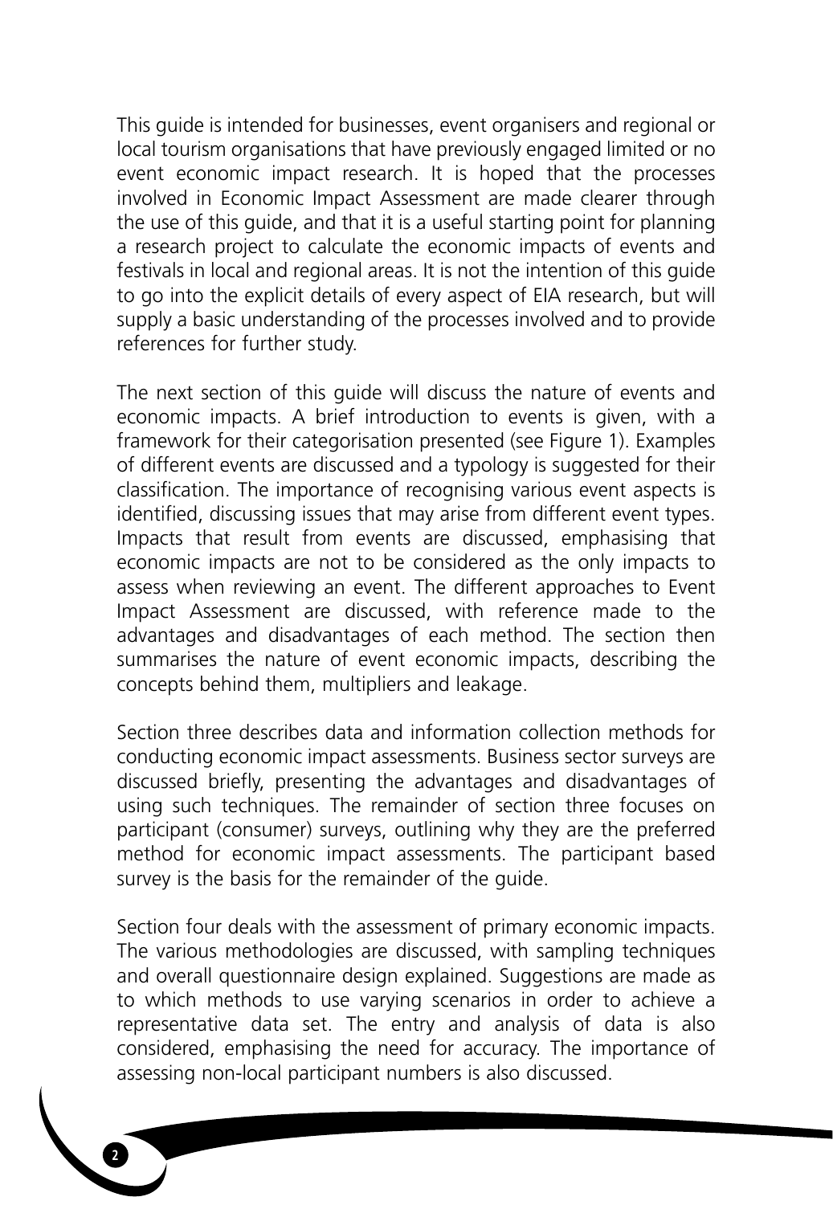This guide is intended for businesses, event organisers and regional or local tourism organisations that have previously engaged limited or no event economic impact research. It is hoped that the processes involved in Economic Impact Assessment are made clearer through the use of this guide, and that it is a useful starting point for planning a research project to calculate the economic impacts of events and festivals in local and regional areas. It is not the intention of this guide to go into the explicit details of every aspect of EIA research, but will supply a basic understanding of the processes involved and to provide references for further study.

The next section of this guide will discuss the nature of events and economic impacts. A brief introduction to events is given, with a framework for their categorisation presented (see Figure 1). Examples of different events are discussed and a typology is suggested for their classification. The importance of recognising various event aspects is identified, discussing issues that may arise from different event types. Impacts that result from events are discussed, emphasising that economic impacts are not to be considered as the only impacts to assess when reviewing an event. The different approaches to Event Impact Assessment are discussed, with reference made to the advantages and disadvantages of each method. The section then summarises the nature of event economic impacts, describing the concepts behind them, multipliers and leakage.

Section three describes data and information collection methods for conducting economic impact assessments. Business sector surveys are discussed briefly, presenting the advantages and disadvantages of using such techniques. The remainder of section three focuses on participant (consumer) surveys, outlining why they are the preferred method for economic impact assessments. The participant based survey is the basis for the remainder of the guide.

Section four deals with the assessment of primary economic impacts. The various methodologies are discussed, with sampling techniques and overall questionnaire design explained. Suggestions are made as to which methods to use varying scenarios in order to achieve a representative data set. The entry and analysis of data is also considered, emphasising the need for accuracy. The importance of assessing non-local participant numbers is also discussed.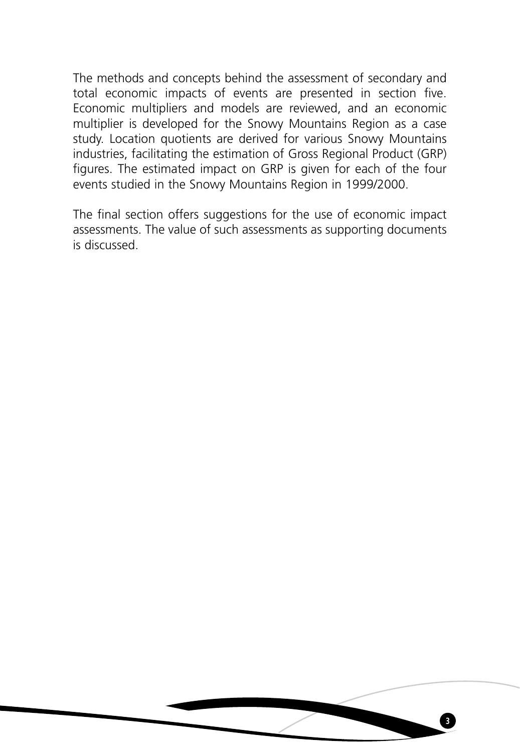The methods and concepts behind the assessment of secondary and total economic impacts of events are presented in section five. Economic multipliers and models are reviewed, and an economic multiplier is developed for the Snowy Mountains Region as a case study. Location quotients are derived for various Snowy Mountains industries, facilitating the estimation of Gross Regional Product (GRP) figures. The estimated impact on GRP is given for each of the four events studied in the Snowy Mountains Region in 1999/2000.

The final section offers suggestions for the use of economic impact assessments. The value of such assessments as supporting documents is discussed.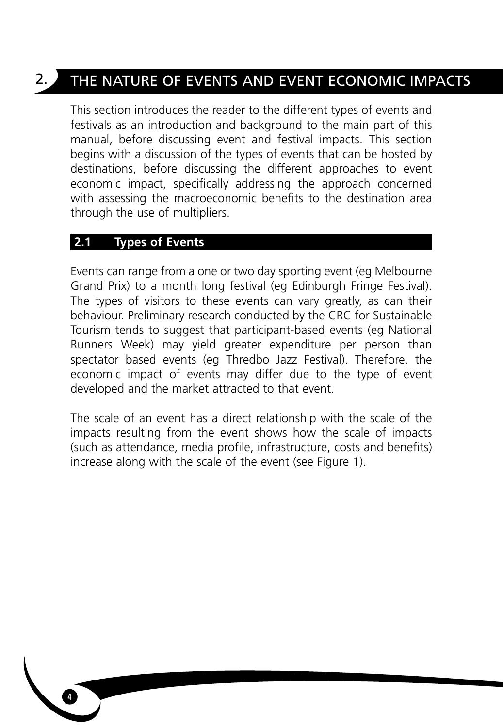# 2. THE NATURE OF EVENTS AND EVENT ECONOMIC IMPACTS

This section introduces the reader to the different types of events and festivals as an introduction and background to the main part of this manual, before discussing event and festival impacts. This section begins with a discussion of the types of events that can be hosted by destinations, before discussing the different approaches to event economic impact, specifically addressing the approach concerned with assessing the macroeconomic benefits to the destination area through the use of multipliers.

## 2.1 Types of Events

Events can range from a one or two day sporting event (eg Melbourne Grand Prix) to a month long festival (eg Edinburgh Fringe Festival). The types of visitors to these events can vary greatly, as can their behaviour. Preliminary research conducted by the CRC for Sustainable Tourism tends to suggest that participant-based events (eg National Runners Week) may yield greater expenditure per person than spectator based events (eg Thredbo Jazz Festival). Therefore, the economic impact of events may differ due to the type of event developed and the market attracted to that event.

The scale of an event has a direct relationship with the scale of the impacts resulting from the event shows how the scale of impacts (such as attendance, media profile, infrastructure, costs and benefits) increase along with the scale of the event (see Figure 1).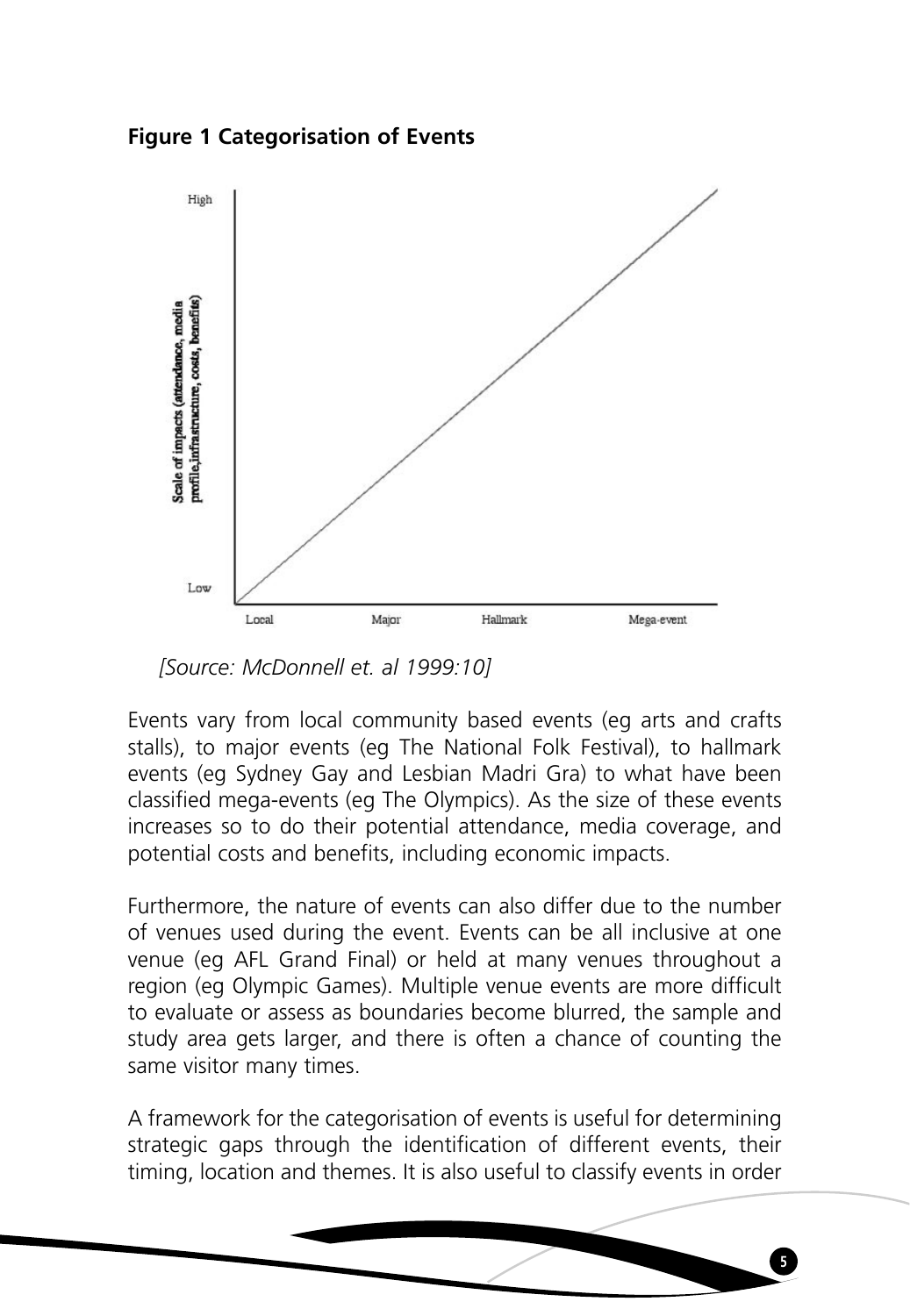**Figure 1 Categorisation of Events**

[Source: McDonnell et. al 1999:10]

Events vary from local community based events (eg arts and crafts stalls), to major events (eg The National Folk Festival), to hallmark events (eg Sydney Gay and Lesbian Madri Gra) to what have been classified mega-events (eg The Olympics). As the size of these events increases so to do their potential attendance, media coverage, and potential costs and benefits, including economic impacts.

Furthermore, the nature of events can also differ due to the number of venues used during the event. Events can be all inclusive at one venue (eg AFL Grand Final) or held at many venues throughout a region (eg Olympic Games). Multiple venue events are more difficult to evaluate or assess as boundaries become blurred, the sample and study area gets larger, and there is often a chance of counting the same visitor many times.

A framework for the categorisation of events is useful for determining strategic gaps through the identification of different events, their timing, location and themes. It is also useful to classify events in order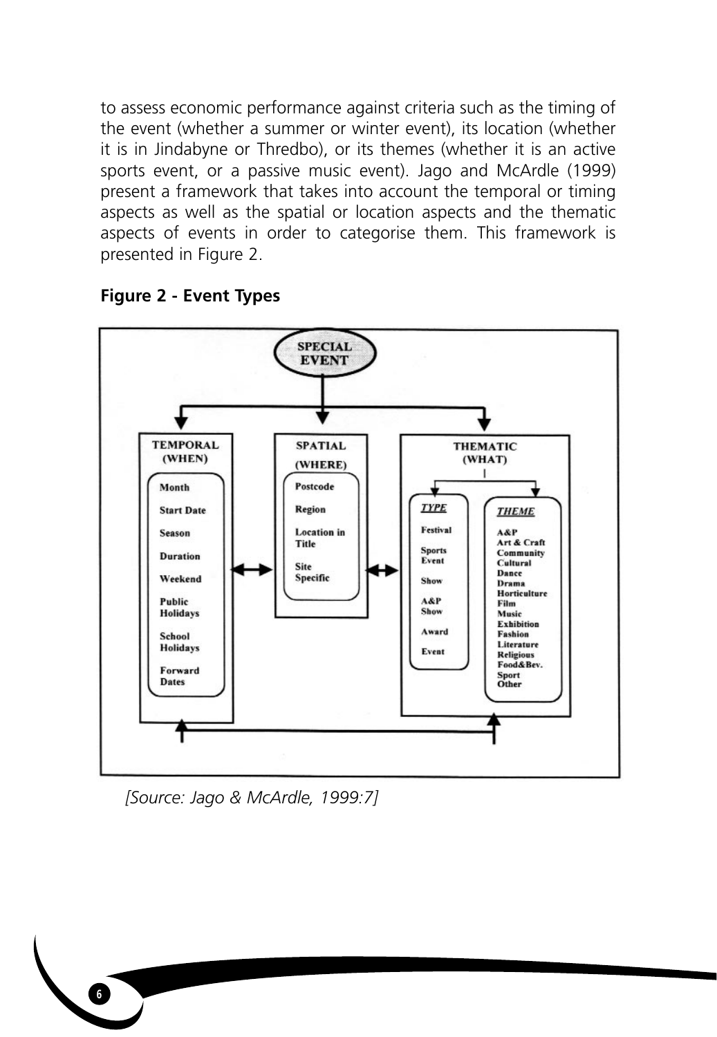to assess economic performance against criteria such as the timing of the event (whether a summer or winter event), its location (whether it is in Jindabyne or Thredbo), or its themes (whether it is an active sports event, or a passive music event). Jago and McArdle (1999) present a framework that takes into account the temporal or timing aspects as well as the spatial or location aspects and the thematic aspects of events in order to categorise them. This framework is presented in Figure 2.

**Figure 2 - Event Types**

**SPECIAL EVENT**

**TEMPORAL (WHEN)**
- Month
- Start Date
- Season
- Duration
- Weekend
- Public Holidays
- School Holidays
- Forward Dates

**SPATIAL (WHERE)**
- Postcode
- Region
- Location in Title
- Site Specific

**THEMATIC (WHAT)**

*TYPE*
- Festival
- Sports Event
- Show
- A&P Show
- Award
- Event

*THEME*
- A&P
- Art & Craft
- Community
- Cultural
- Dance
- Drama
- Horticulture
- Film
- Music
- Exhibition
- Fashion
- Literature
- Religious
- Food&Bev.
- Sport
- Other

*[Source: Jago & McArdle, 1999:7]*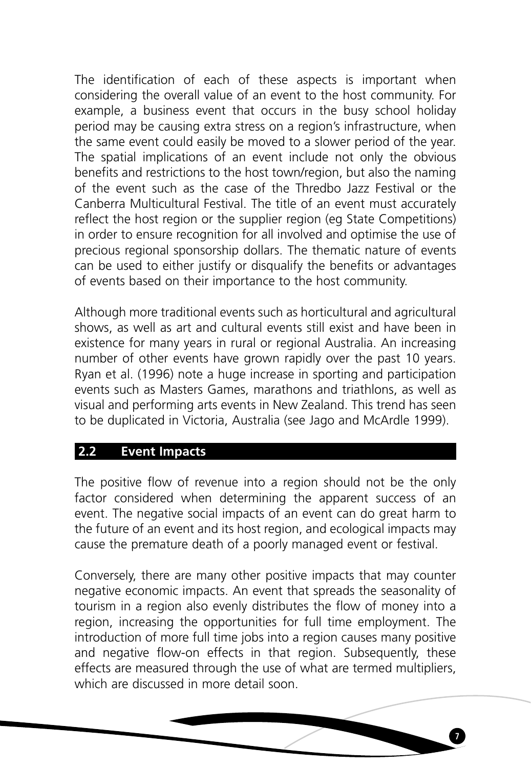The identification of each of these aspects is important when considering the overall value of an event to the host community. For example, a business event that occurs in the busy school holiday period may be causing extra stress on a region's infrastructure, when the same event could easily be moved to a slower period of the year. The spatial implications of an event include not only the obvious benefits and restrictions to the host town/region, but also the naming of the event such as the case of the Thredbo Jazz Festival or the Canberra Multicultural Festival. The title of an event must accurately reflect the host region or the supplier region (eg State Competitions) in order to ensure recognition for all involved and optimise the use of precious regional sponsorship dollars. The thematic nature of events can be used to either justify or disqualify the benefits or advantages of events based on their importance to the host community.

Although more traditional events such as horticultural and agricultural shows, as well as art and cultural events still exist and have been in existence for many years in rural or regional Australia. An increasing number of other events have grown rapidly over the past 10 years. Ryan et al. (1996) note a huge increase in sporting and participation events such as Masters Games, marathons and triathlons, as well as visual and performing arts events in New Zealand. This trend has seen to be duplicated in Victoria, Australia (see Jago and McArdle 1999).

## 2.2 Event Impacts

The positive flow of revenue into a region should not be the only factor considered when determining the apparent success of an event. The negative social impacts of an event can do great harm to the future of an event and its host region, and ecological impacts may cause the premature death of a poorly managed event or festival.

Conversely, there are many other positive impacts that may counter negative economic impacts. An event that spreads the seasonality of tourism in a region also evenly distributes the flow of money into a region, increasing the opportunities for full time employment. The introduction of more full time jobs into a region causes many positive and negative flow-on effects in that region. Subsequently, these effects are measured through the use of what are termed multipliers, which are discussed in more detail soon.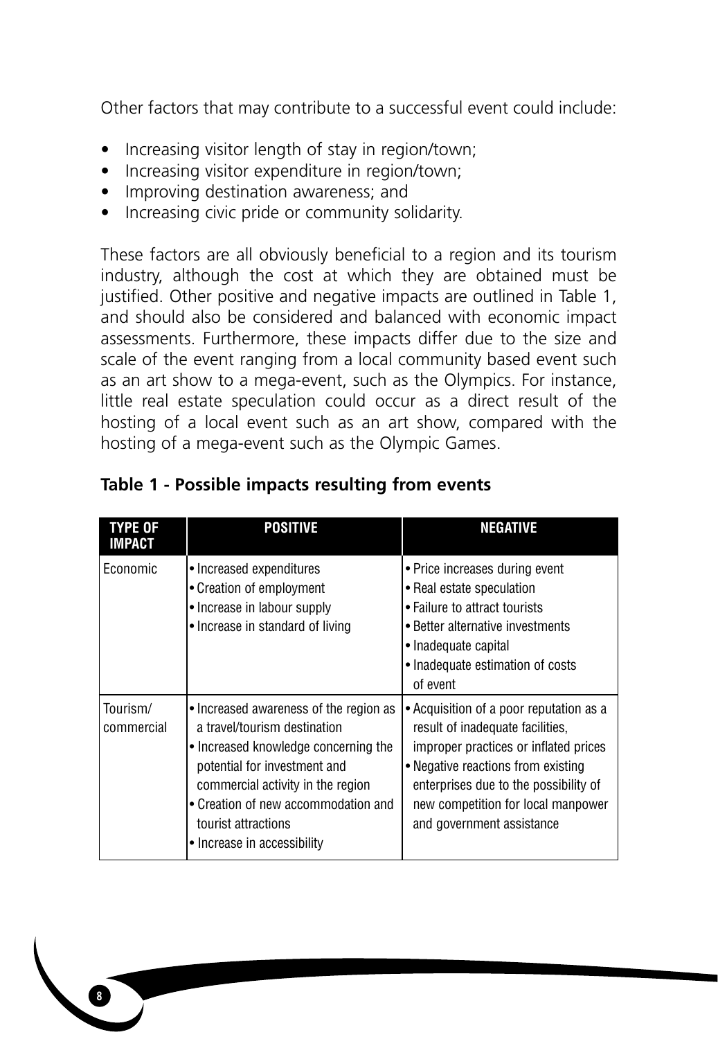Other factors that may contribute to a successful event could include:

- Increasing visitor length of stay in region/town;
- Increasing visitor expenditure in region/town;
- Improving destination awareness; and
- Increasing civic pride or community solidarity.

These factors are all obviously beneficial to a region and its tourism industry, although the cost at which they are obtained must be justified. Other positive and negative impacts are outlined in Table 1, and should also be considered and balanced with economic impact assessments. Furthermore, these impacts differ due to the size and scale of the event ranging from a local community based event such as an art show to a mega-event, such as the Olympics. For instance, little real estate speculation could occur as a direct result of the hosting of a local event such as an art show, compared with the hosting of a mega-event such as the Olympic Games.

**Table 1 - Possible impacts resulting from events**

| TYPE OF IMPACT | POSITIVE | NEGATIVE |
|---|---|---|
| Economic | • Increased expenditures<br>• Creation of employment<br>• Increase in labour supply<br>• Increase in standard of living | • Price increases during event<br>• Real estate speculation<br>• Failure to attract tourists<br>• Better alternative investments<br>• Inadequate capital<br>• Inadequate estimation of costs of event |
| Tourism/ commercial | • Increased awareness of the region as a travel/tourism destination<br>• Increased knowledge concerning the potential for investment and commercial activity in the region<br>• Creation of new accommodation and tourist attractions<br>• Increase in accessibility | • Acquisition of a poor reputation as a result of inadequate facilities, improper practices or inflated prices<br>• Negative reactions from existing enterprises due to the possibility of new competition for local manpower and government assistance |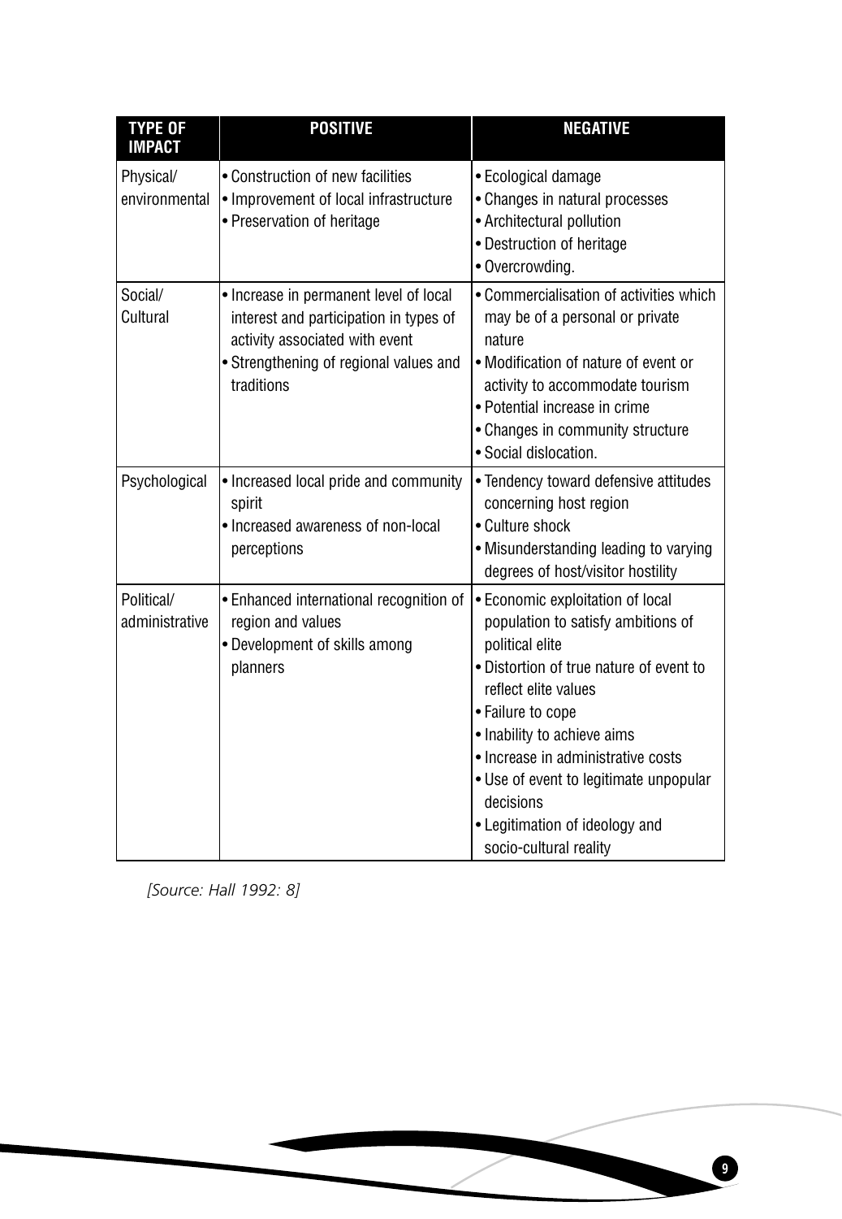| TYPE OF IMPACT | POSITIVE | NEGATIVE |
|---|---|---|
| Physical/ environmental | • Construction of new facilities<br>• Improvement of local infrastructure<br>• Preservation of heritage | • Ecological damage<br>• Changes in natural processes<br>• Architectural pollution<br>• Destruction of heritage<br>• Overcrowding. |
| Social/ Cultural | • Increase in permanent level of local interest and participation in types of activity associated with event<br>• Strengthening of regional values and traditions | • Commercialisation of activities which may be of a personal or private nature<br>• Modification of nature of event or activity to accommodate tourism<br>• Potential increase in crime<br>• Changes in community structure<br>• Social dislocation. |
| Psychological | • Increased local pride and community spirit<br>• Increased awareness of non-local perceptions | • Tendency toward defensive attitudes concerning host region<br>• Culture shock<br>• Misunderstanding leading to varying degrees of host/visitor hostility |
| Political/ administrative | • Enhanced international recognition of region and values<br>• Development of skills among planners | • Economic exploitation of local population to satisfy ambitions of political elite<br>• Distortion of true nature of event to reflect elite values<br>• Failure to cope<br>• Inability to achieve aims<br>• Increase in administrative costs<br>• Use of event to legitimate unpopular decisions<br>• Legitimation of ideology and socio-cultural reality |

*[Source: Hall 1992: 8]*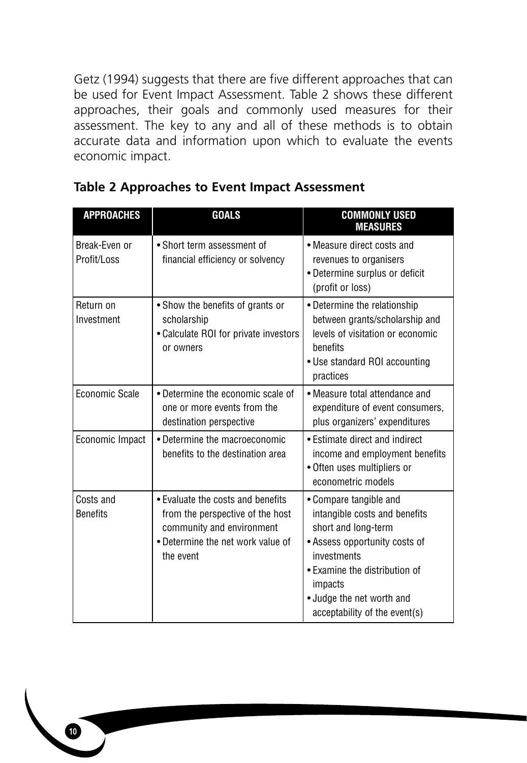Getz (1994) suggests that there are five different approaches that can be used for Event Impact Assessment. Table 2 shows these different approaches, their goals and commonly used measures for their assessment. The key to any and all of these methods is to obtain accurate data and information upon which to evaluate the events economic impact.

**Table 2 Approaches to Event Impact Assessment**

| APPROACHES | GOALS | COMMONLY USED MEASURES |
|---|---|---|
| Break-Even or Profit/Loss | • Short term assessment of financial efficiency or solvency | • Measure direct costs and revenues to organisers<br>• Determine surplus or deficit (profit or loss) |
| Return on Investment | • Show the benefits of grants or scholarship<br>• Calculate ROI for private investors or owners | • Determine the relationship between grants/scholarship and levels of visitation or economic benefits<br>• Use standard ROI accounting practices |
| Economic Scale | • Determine the economic scale of one or more events from the destination perspective | • Measure total attendance and expenditure of event consumers, plus organizers' expenditures |
| Economic Impact | • Determine the macroeconomic benefits to the destination area | • Estimate direct and indirect income and employment benefits<br>• Often uses multipliers or econometric models |
| Costs and Benefits | • Evaluate the costs and benefits from the perspective of the host community and environment<br>• Determine the net work value of the event | • Compare tangible and intangible costs and benefits short and long-term<br>• Assess opportunity costs of investments<br>• Examine the distribution of impacts<br>• Judge the net worth and acceptability of the event(s) |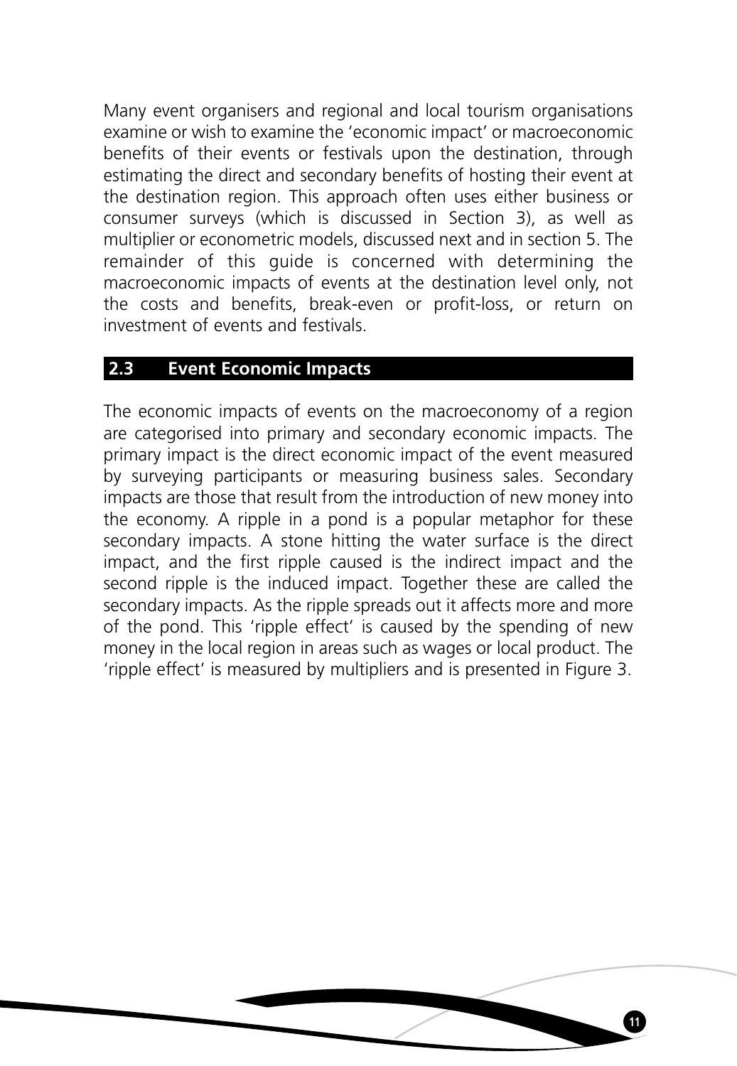Many event organisers and regional and local tourism organisations examine or wish to examine the 'economic impact' or macroeconomic benefits of their events or festivals upon the destination, through estimating the direct and secondary benefits of hosting their event at the destination region. This approach often uses either business or consumer surveys (which is discussed in Section 3), as well as multiplier or econometric models, discussed next and in section 5. The remainder of this guide is concerned with determining the macroeconomic impacts of events at the destination level only, not the costs and benefits, break-even or profit-loss, or return on investment of events and festivals.

## 2.3 Event Economic Impacts

The economic impacts of events on the macroeconomy of a region are categorised into primary and secondary economic impacts. The primary impact is the direct economic impact of the event measured by surveying participants or measuring business sales. Secondary impacts are those that result from the introduction of new money into the economy. A ripple in a pond is a popular metaphor for these secondary impacts. A stone hitting the water surface is the direct impact, and the first ripple caused is the indirect impact and the second ripple is the induced impact. Together these are called the secondary impacts. As the ripple spreads out it affects more and more of the pond. This 'ripple effect' is caused by the spending of new money in the local region in areas such as wages or local product. The 'ripple effect' is measured by multipliers and is presented in Figure 3.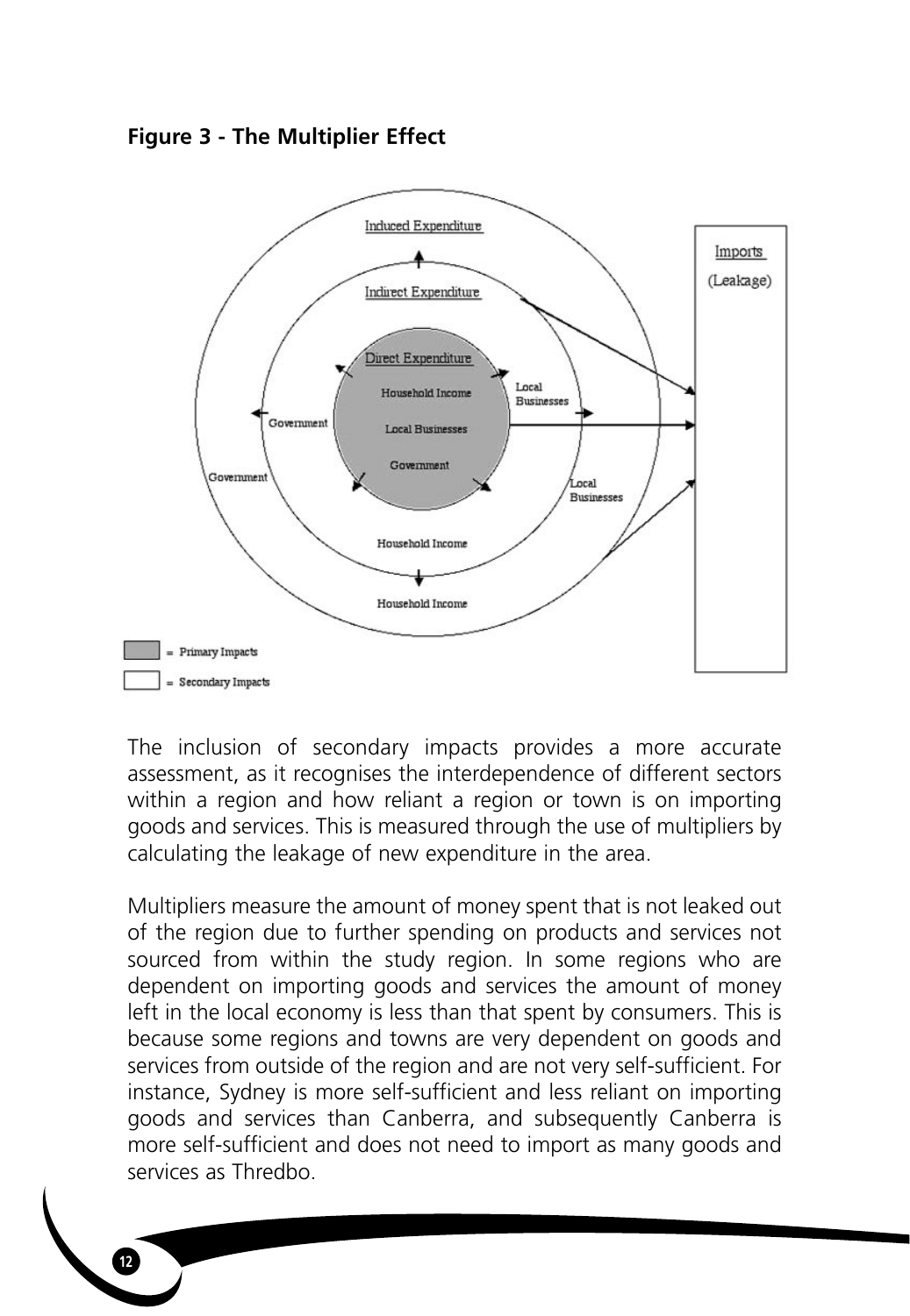**Figure 3 - The Multiplier Effect**

The inclusion of secondary impacts provides a more accurate assessment, as it recognises the interdependence of different sectors within a region and how reliant a region or town is on importing goods and services. This is measured through the use of multipliers by calculating the leakage of new expenditure in the area.

Multipliers measure the amount of money spent that is not leaked out of the region due to further spending on products and services not sourced from within the study region. In some regions who are dependent on importing goods and services the amount of money left in the local economy is less than that spent by consumers. This is because some regions and towns are very dependent on goods and services from outside of the region and are not very self-sufficient. For instance, Sydney is more self-sufficient and less reliant on importing goods and services than Canberra, and subsequently Canberra is more self-sufficient and does not need to import as many goods and services as Thredbo.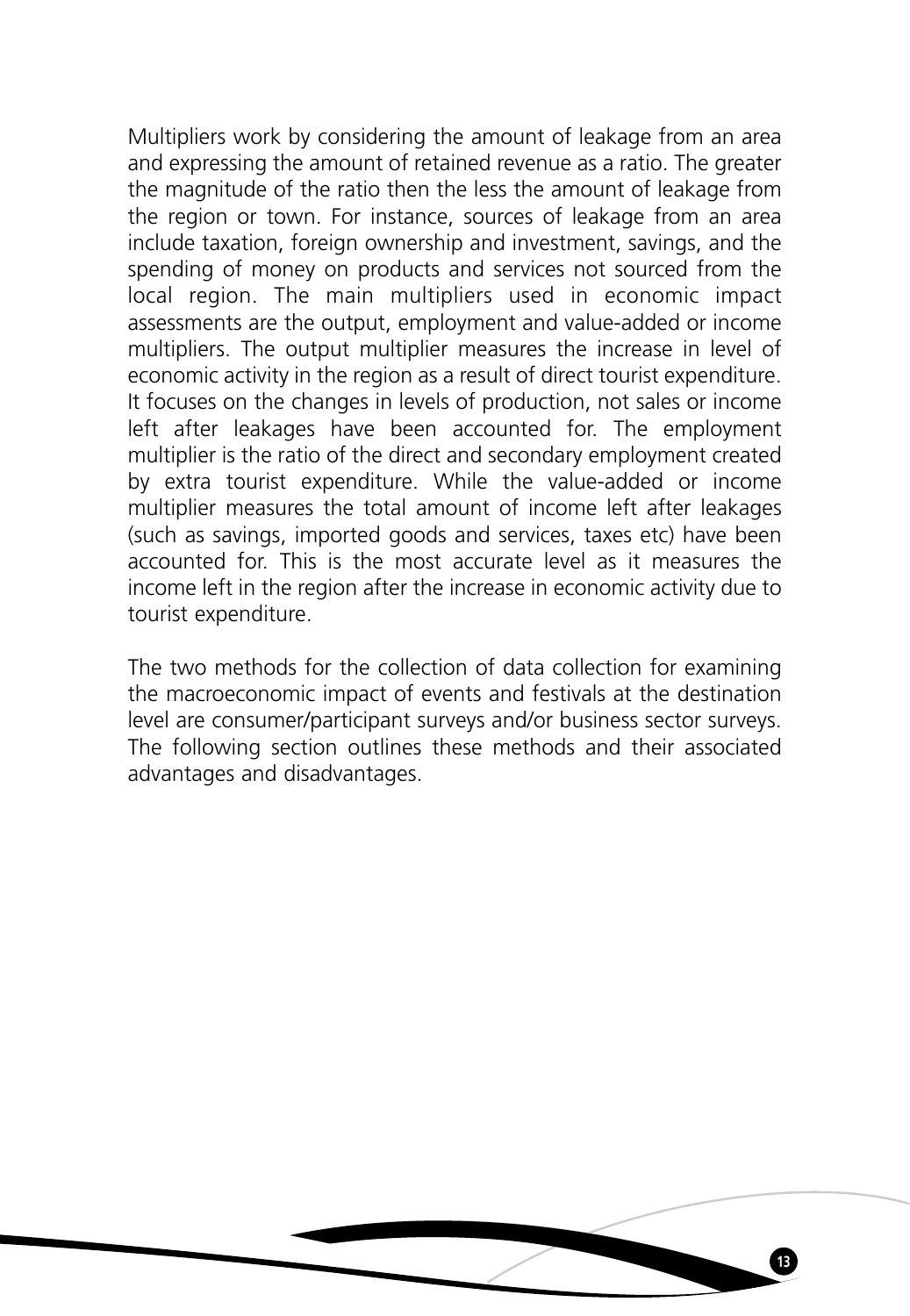Multipliers work by considering the amount of leakage from an area and expressing the amount of retained revenue as a ratio. The greater the magnitude of the ratio then the less the amount of leakage from the region or town. For instance, sources of leakage from an area include taxation, foreign ownership and investment, savings, and the spending of money on products and services not sourced from the local region. The main multipliers used in economic impact assessments are the output, employment and value-added or income multipliers. The output multiplier measures the increase in level of economic activity in the region as a result of direct tourist expenditure. It focuses on the changes in levels of production, not sales or income left after leakages have been accounted for. The employment multiplier is the ratio of the direct and secondary employment created by extra tourist expenditure. While the value-added or income multiplier measures the total amount of income left after leakages (such as savings, imported goods and services, taxes etc) have been accounted for. This is the most accurate level as it measures the income left in the region after the increase in economic activity due to tourist expenditure.

The two methods for the collection of data collection for examining the macroeconomic impact of events and festivals at the destination level are consumer/participant surveys and/or business sector surveys. The following section outlines these methods and their associated advantages and disadvantages.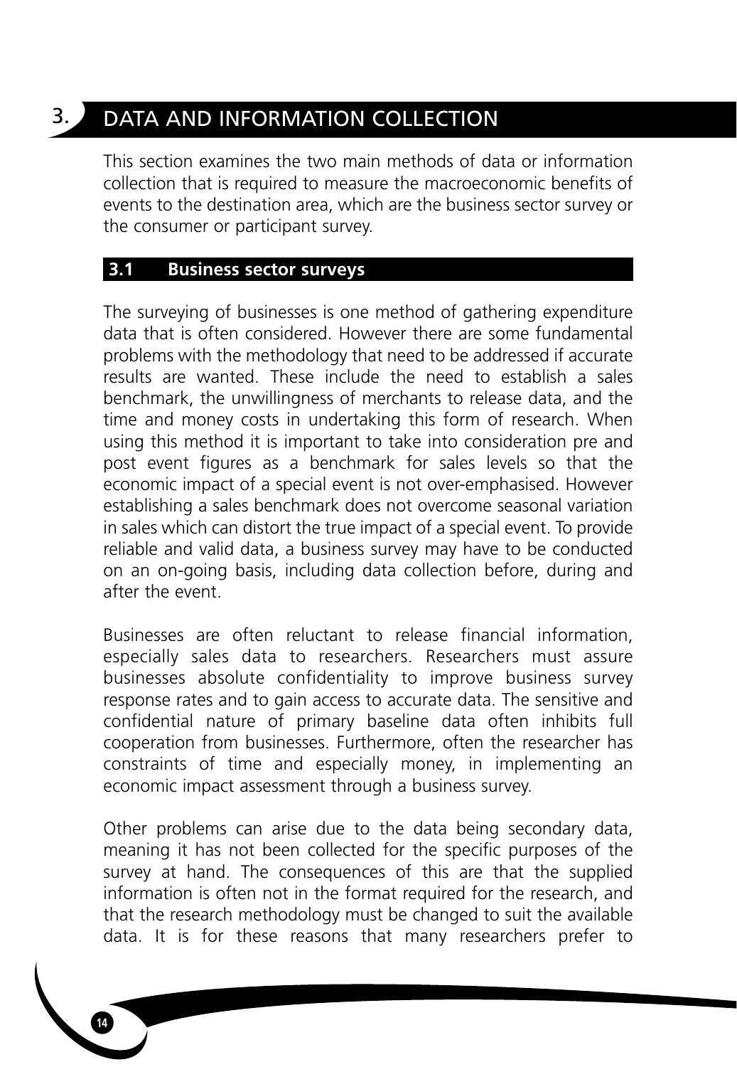# 3. DATA AND INFORMATION COLLECTION

This section examines the two main methods of data or information collection that is required to measure the macroeconomic benefits of events to the destination area, which are the business sector survey or the consumer or participant survey.

## 3.1 Business sector surveys

The surveying of businesses is one method of gathering expenditure data that is often considered. However there are some fundamental problems with the methodology that need to be addressed if accurate results are wanted. These include the need to establish a sales benchmark, the unwillingness of merchants to release data, and the time and money costs in undertaking this form of research. When using this method it is important to take into consideration pre and post event figures as a benchmark for sales levels so that the economic impact of a special event is not over-emphasised. However establishing a sales benchmark does not overcome seasonal variation in sales which can distort the true impact of a special event. To provide reliable and valid data, a business survey may have to be conducted on an on-going basis, including data collection before, during and after the event.

Businesses are often reluctant to release financial information, especially sales data to researchers. Researchers must assure businesses absolute confidentiality to improve business survey response rates and to gain access to accurate data. The sensitive and confidential nature of primary baseline data often inhibits full cooperation from businesses. Furthermore, often the researcher has constraints of time and especially money, in implementing an economic impact assessment through a business survey.

Other problems can arise due to the data being secondary data, meaning it has not been collected for the specific purposes of the survey at hand. The consequences of this are that the supplied information is often not in the format required for the research, and that the research methodology must be changed to suit the available data. It is for these reasons that many researchers prefer to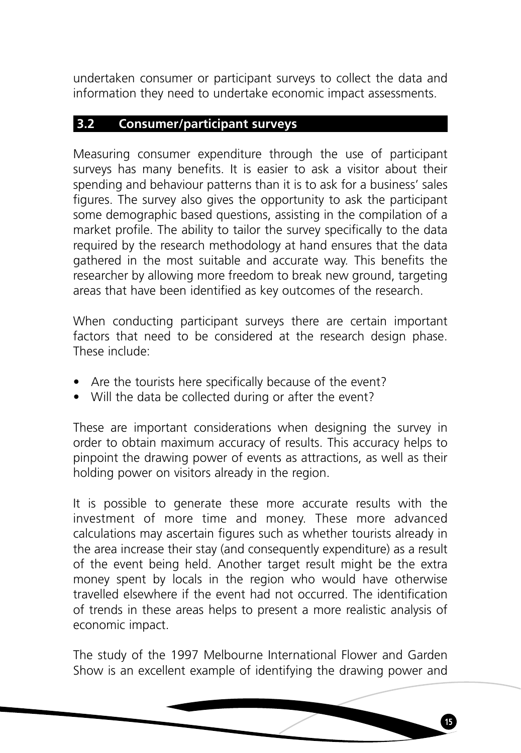undertaken consumer or participant surveys to collect the data and information they need to undertake economic impact assessments.

## 3.2 Consumer/participant surveys

Measuring consumer expenditure through the use of participant surveys has many benefits. It is easier to ask a visitor about their spending and behaviour patterns than it is to ask for a business' sales figures. The survey also gives the opportunity to ask the participant some demographic based questions, assisting in the compilation of a market profile. The ability to tailor the survey specifically to the data required by the research methodology at hand ensures that the data gathered in the most suitable and accurate way. This benefits the researcher by allowing more freedom to break new ground, targeting areas that have been identified as key outcomes of the research.

When conducting participant surveys there are certain important factors that need to be considered at the research design phase. These include:

- Are the tourists here specifically because of the event?
- Will the data be collected during or after the event?

These are important considerations when designing the survey in order to obtain maximum accuracy of results. This accuracy helps to pinpoint the drawing power of events as attractions, as well as their holding power on visitors already in the region.

It is possible to generate these more accurate results with the investment of more time and money. These more advanced calculations may ascertain figures such as whether tourists already in the area increase their stay (and consequently expenditure) as a result of the event being held. Another target result might be the extra money spent by locals in the region who would have otherwise travelled elsewhere if the event had not occurred. The identification of trends in these areas helps to present a more realistic analysis of economic impact.

The study of the 1997 Melbourne International Flower and Garden Show is an excellent example of identifying the drawing power and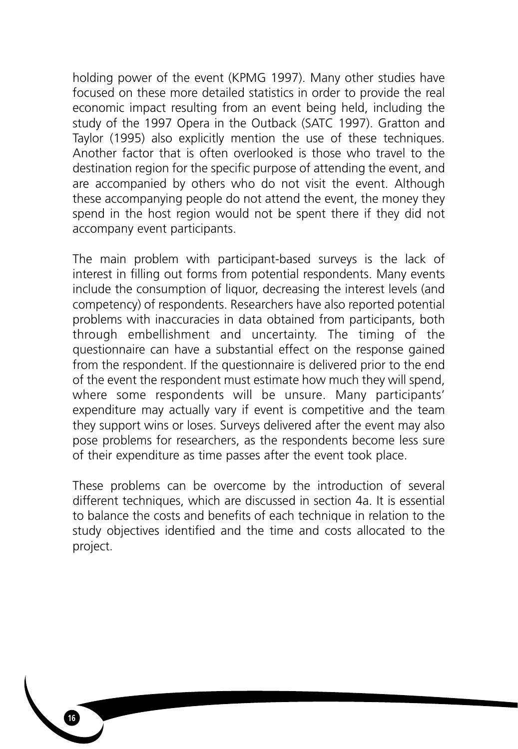holding power of the event (KPMG 1997). Many other studies have focused on these more detailed statistics in order to provide the real economic impact resulting from an event being held, including the study of the 1997 Opera in the Outback (SATC 1997). Gratton and Taylor (1995) also explicitly mention the use of these techniques. Another factor that is often overlooked is those who travel to the destination region for the specific purpose of attending the event, and are accompanied by others who do not visit the event. Although these accompanying people do not attend the event, the money they spend in the host region would not be spent there if they did not accompany event participants.

The main problem with participant-based surveys is the lack of interest in filling out forms from potential respondents. Many events include the consumption of liquor, decreasing the interest levels (and competency) of respondents. Researchers have also reported potential problems with inaccuracies in data obtained from participants, both through embellishment and uncertainty. The timing of the questionnaire can have a substantial effect on the response gained from the respondent. If the questionnaire is delivered prior to the end of the event the respondent must estimate how much they will spend, where some respondents will be unsure. Many participants' expenditure may actually vary if event is competitive and the team they support wins or loses. Surveys delivered after the event may also pose problems for researchers, as the respondents become less sure of their expenditure as time passes after the event took place.

These problems can be overcome by the introduction of several different techniques, which are discussed in section 4a. It is essential to balance the costs and benefits of each technique in relation to the study objectives identified and the time and costs allocated to the project.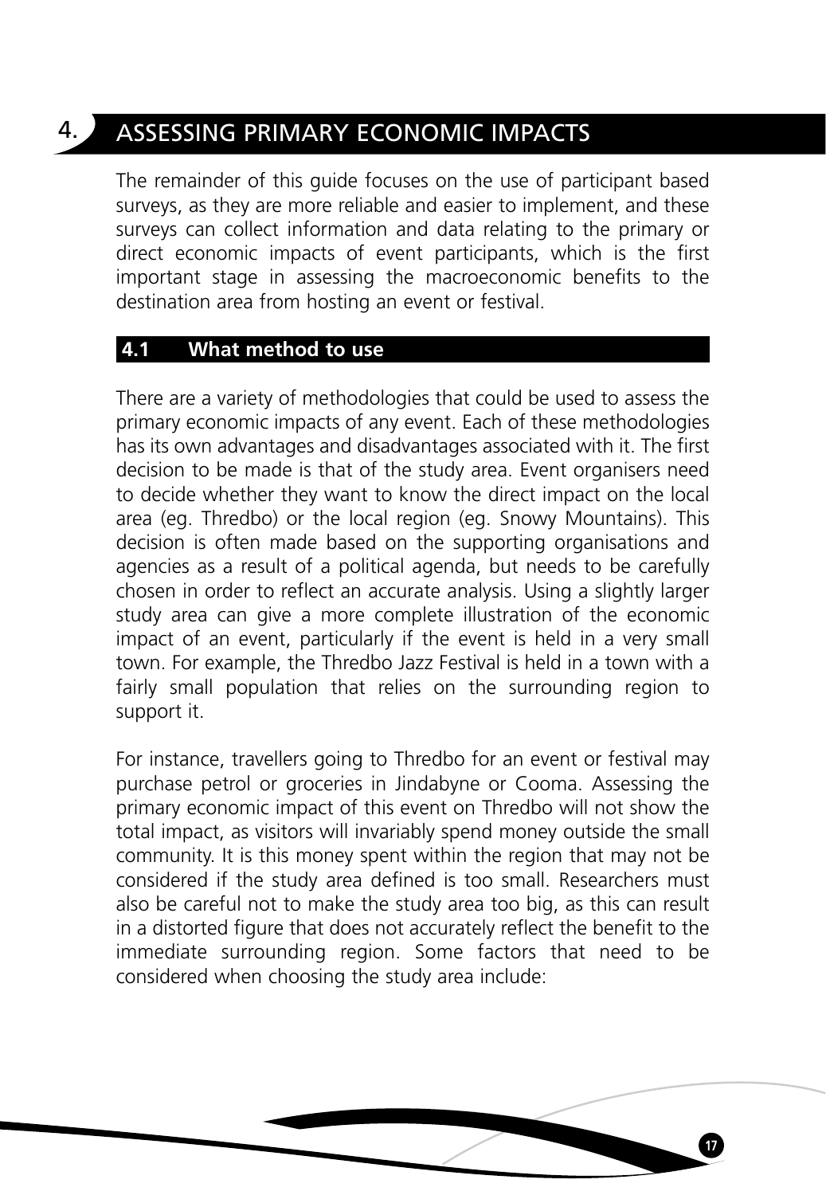# 4. ASSESSING PRIMARY ECONOMIC IMPACTS

The remainder of this guide focuses on the use of participant based surveys, as they are more reliable and easier to implement, and these surveys can collect information and data relating to the primary or direct economic impacts of event participants, which is the first important stage in assessing the macroeconomic benefits to the destination area from hosting an event or festival.

## 4.1 What method to use

There are a variety of methodologies that could be used to assess the primary economic impacts of any event. Each of these methodologies has its own advantages and disadvantages associated with it. The first decision to be made is that of the study area. Event organisers need to decide whether they want to know the direct impact on the local area (eg. Thredbo) or the local region (eg. Snowy Mountains). This decision is often made based on the supporting organisations and agencies as a result of a political agenda, but needs to be carefully chosen in order to reflect an accurate analysis. Using a slightly larger study area can give a more complete illustration of the economic impact of an event, particularly if the event is held in a very small town. For example, the Thredbo Jazz Festival is held in a town with a fairly small population that relies on the surrounding region to support it.

For instance, travellers going to Thredbo for an event or festival may purchase petrol or groceries in Jindabyne or Cooma. Assessing the primary economic impact of this event on Thredbo will not show the total impact, as visitors will invariably spend money outside the small community. It is this money spent within the region that may not be considered if the study area defined is too small. Researchers must also be careful not to make the study area too big, as this can result in a distorted figure that does not accurately reflect the benefit to the immediate surrounding region. Some factors that need to be considered when choosing the study area include: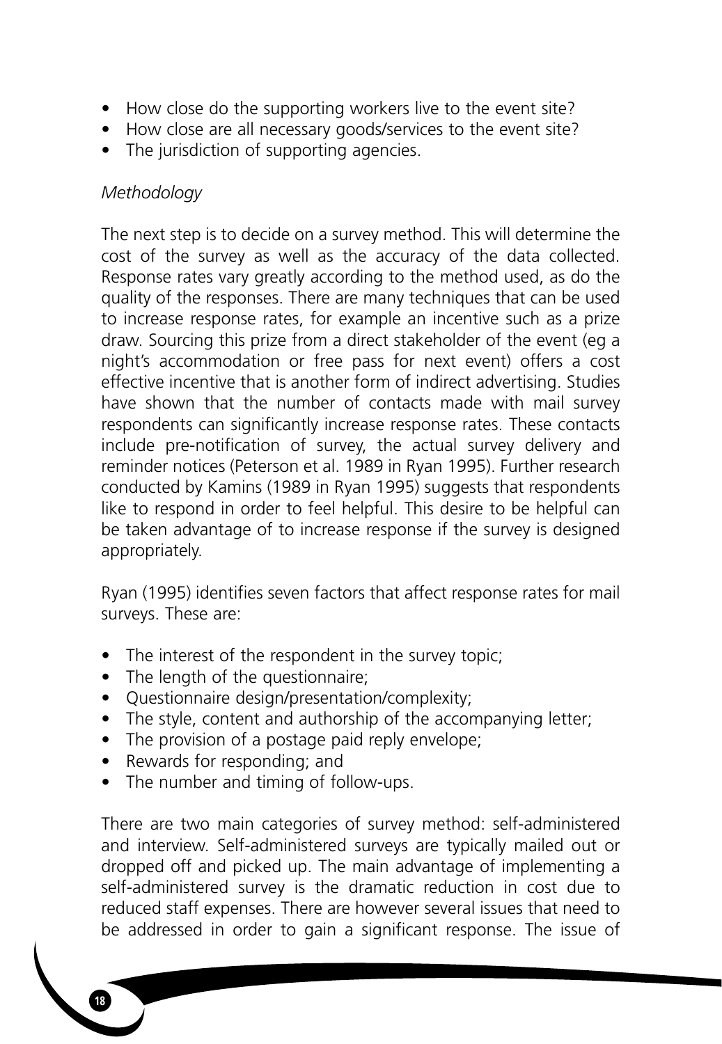- How close do the supporting workers live to the event site?
- How close are all necessary goods/services to the event site?
- The jurisdiction of supporting agencies.

*Methodology*

The next step is to decide on a survey method. This will determine the cost of the survey as well as the accuracy of the data collected. Response rates vary greatly according to the method used, as do the quality of the responses. There are many techniques that can be used to increase response rates, for example an incentive such as a prize draw. Sourcing this prize from a direct stakeholder of the event (eg a night's accommodation or free pass for next event) offers a cost effective incentive that is another form of indirect advertising. Studies have shown that the number of contacts made with mail survey respondents can significantly increase response rates. These contacts include pre-notification of survey, the actual survey delivery and reminder notices (Peterson et al. 1989 in Ryan 1995). Further research conducted by Kamins (1989 in Ryan 1995) suggests that respondents like to respond in order to feel helpful. This desire to be helpful can be taken advantage of to increase response if the survey is designed appropriately.

Ryan (1995) identifies seven factors that affect response rates for mail surveys. These are:

- The interest of the respondent in the survey topic;
- The length of the questionnaire;
- Questionnaire design/presentation/complexity;
- The style, content and authorship of the accompanying letter;
- The provision of a postage paid reply envelope;
- Rewards for responding; and
- The number and timing of follow-ups.

There are two main categories of survey method: self-administered and interview. Self-administered surveys are typically mailed out or dropped off and picked up. The main advantage of implementing a self-administered survey is the dramatic reduction in cost due to reduced staff expenses. There are however several issues that need to be addressed in order to gain a significant response. The issue of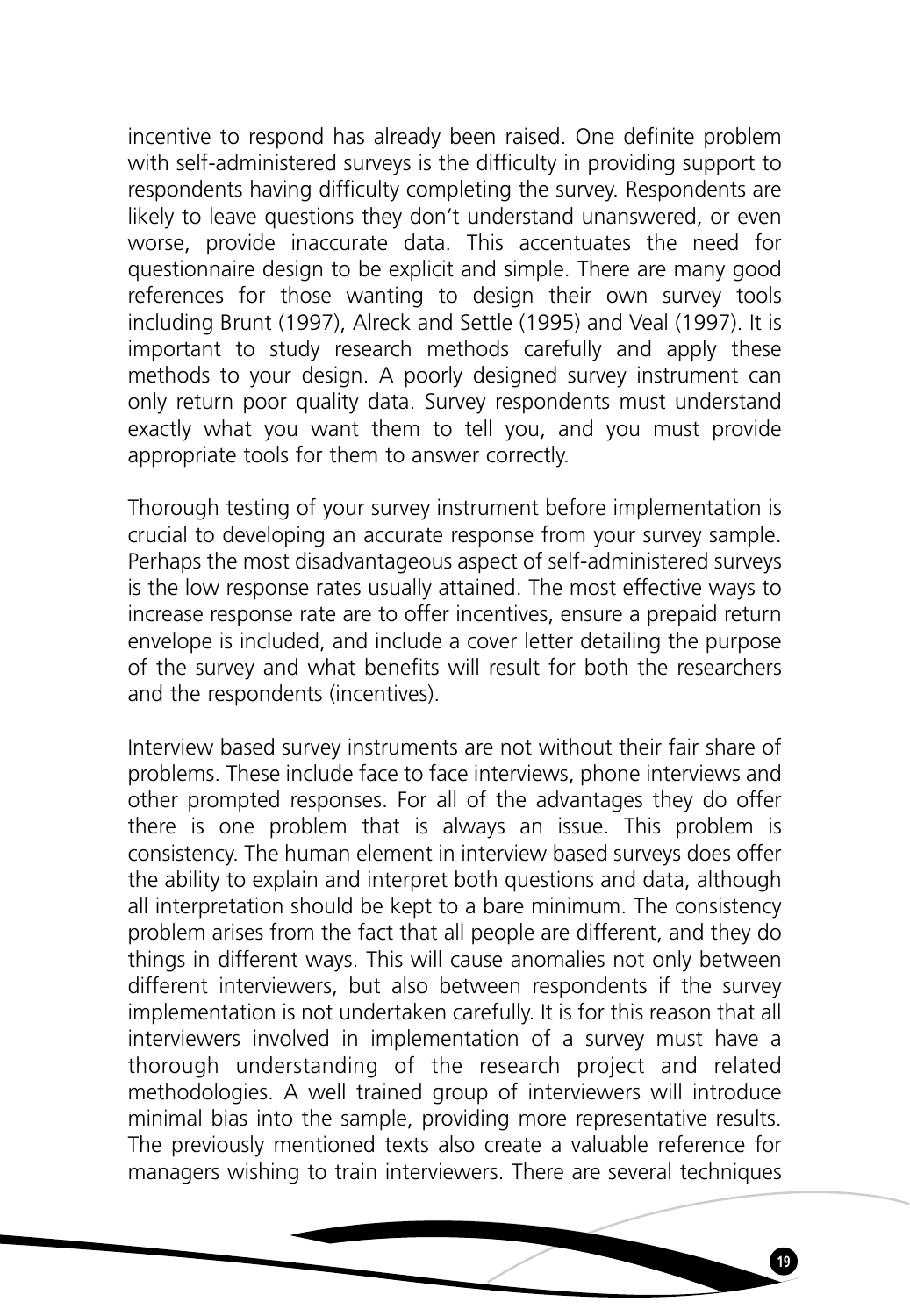incentive to respond has already been raised. One definite problem with self-administered surveys is the difficulty in providing support to respondents having difficulty completing the survey. Respondents are likely to leave questions they don't understand unanswered, or even worse, provide inaccurate data. This accentuates the need for questionnaire design to be explicit and simple. There are many good references for those wanting to design their own survey tools including Brunt (1997), Alreck and Settle (1995) and Veal (1997). It is important to study research methods carefully and apply these methods to your design. A poorly designed survey instrument can only return poor quality data. Survey respondents must understand exactly what you want them to tell you, and you must provide appropriate tools for them to answer correctly.

Thorough testing of your survey instrument before implementation is crucial to developing an accurate response from your survey sample. Perhaps the most disadvantageous aspect of self-administered surveys is the low response rates usually attained. The most effective ways to increase response rate are to offer incentives, ensure a prepaid return envelope is included, and include a cover letter detailing the purpose of the survey and what benefits will result for both the researchers and the respondents (incentives).

Interview based survey instruments are not without their fair share of problems. These include face to face interviews, phone interviews and other prompted responses. For all of the advantages they do offer there is one problem that is always an issue. This problem is consistency. The human element in interview based surveys does offer the ability to explain and interpret both questions and data, although all interpretation should be kept to a bare minimum. The consistency problem arises from the fact that all people are different, and they do things in different ways. This will cause anomalies not only between different interviewers, but also between respondents if the survey implementation is not undertaken carefully. It is for this reason that all interviewers involved in implementation of a survey must have a thorough understanding of the research project and related methodologies. A well trained group of interviewers will introduce minimal bias into the sample, providing more representative results. The previously mentioned texts also create a valuable reference for managers wishing to train interviewers. There are several techniques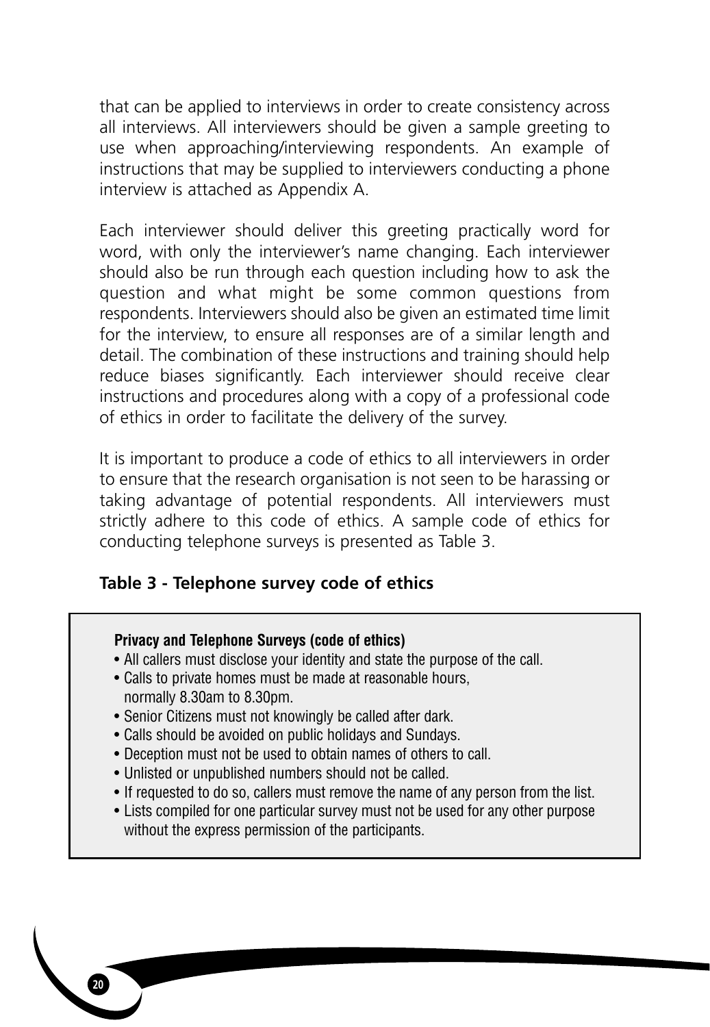that can be applied to interviews in order to create consistency across all interviews. All interviewers should be given a sample greeting to use when approaching/interviewing respondents. An example of instructions that may be supplied to interviewers conducting a phone interview is attached as Appendix A.

Each interviewer should deliver this greeting practically word for word, with only the interviewer's name changing. Each interviewer should also be run through each question including how to ask the question and what might be some common questions from respondents. Interviewers should also be given an estimated time limit for the interview, to ensure all responses are of a similar length and detail. The combination of these instructions and training should help reduce biases significantly. Each interviewer should receive clear instructions and procedures along with a copy of a professional code of ethics in order to facilitate the delivery of the survey.

It is important to produce a code of ethics to all interviewers in order to ensure that the research organisation is not seen to be harassing or taking advantage of potential respondents. All interviewers must strictly adhere to this code of ethics. A sample code of ethics for conducting telephone surveys is presented as Table 3.

**Table 3 - Telephone survey code of ethics**

**Privacy and Telephone Surveys (code of ethics)**

- All callers must disclose your identity and state the purpose of the call.
- Calls to private homes must be made at reasonable hours, normally 8.30am to 8.30pm.
- Senior Citizens must not knowingly be called after dark.
- Calls should be avoided on public holidays and Sundays.
- Deception must not be used to obtain names of others to call.
- Unlisted or unpublished numbers should not be called.
- If requested to do so, callers must remove the name of any person from the list.
- Lists compiled for one particular survey must not be used for any other purpose without the express permission of the participants.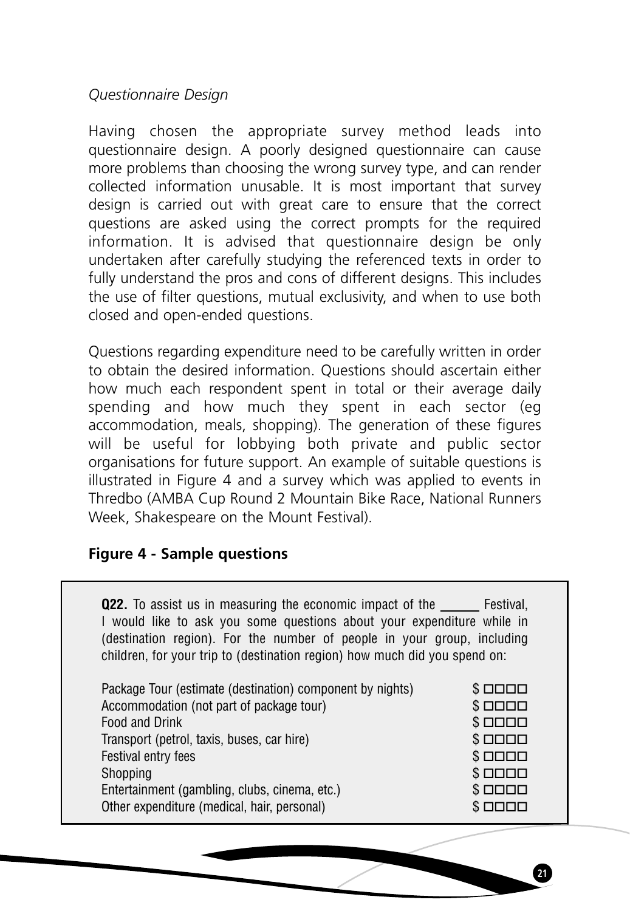*Questionnaire Design*

Having chosen the appropriate survey method leads into questionnaire design. A poorly designed questionnaire can cause more problems than choosing the wrong survey type, and can render collected information unusable. It is most important that survey design is carried out with great care to ensure that the correct questions are asked using the correct prompts for the required information. It is advised that questionnaire design be only undertaken after carefully studying the referenced texts in order to fully understand the pros and cons of different designs. This includes the use of filter questions, mutual exclusivity, and when to use both closed and open-ended questions.

Questions regarding expenditure need to be carefully written in order to obtain the desired information. Questions should ascertain either how much each respondent spent in total or their average daily spending and how much they spent in each sector (eg accommodation, meals, shopping). The generation of these figures will be useful for lobbying both private and public sector organisations for future support. An example of suitable questions is illustrated in Figure 4 and a survey which was applied to events in Thredbo (AMBA Cup Round 2 Mountain Bike Race, National Runners Week, Shakespeare on the Mount Festival).

**Figure 4 - Sample questions**

**Q22.** To assist us in measuring the economic impact of the ______ Festival, I would like to ask you some questions about your expenditure while in (destination region). For the number of people in your group, including children, for your trip to (destination region) how much did you spend on:

| | |
|---|---|
| Package Tour (estimate (destination) component by nights) | $ ☐☐☐☐ |
| Accommodation (not part of package tour) | $ ☐☐☐☐ |
| Food and Drink | $ ☐☐☐☐ |
| Transport (petrol, taxis, buses, car hire) | $ ☐☐☐☐ |
| Festival entry fees | $ ☐☐☐☐ |
| Shopping | $ ☐☐☐☐ |
| Entertainment (gambling, clubs, cinema, etc.) | $ ☐☐☐☐ |
| Other expenditure (medical, hair, personal) | $ ☐☐☐☐ |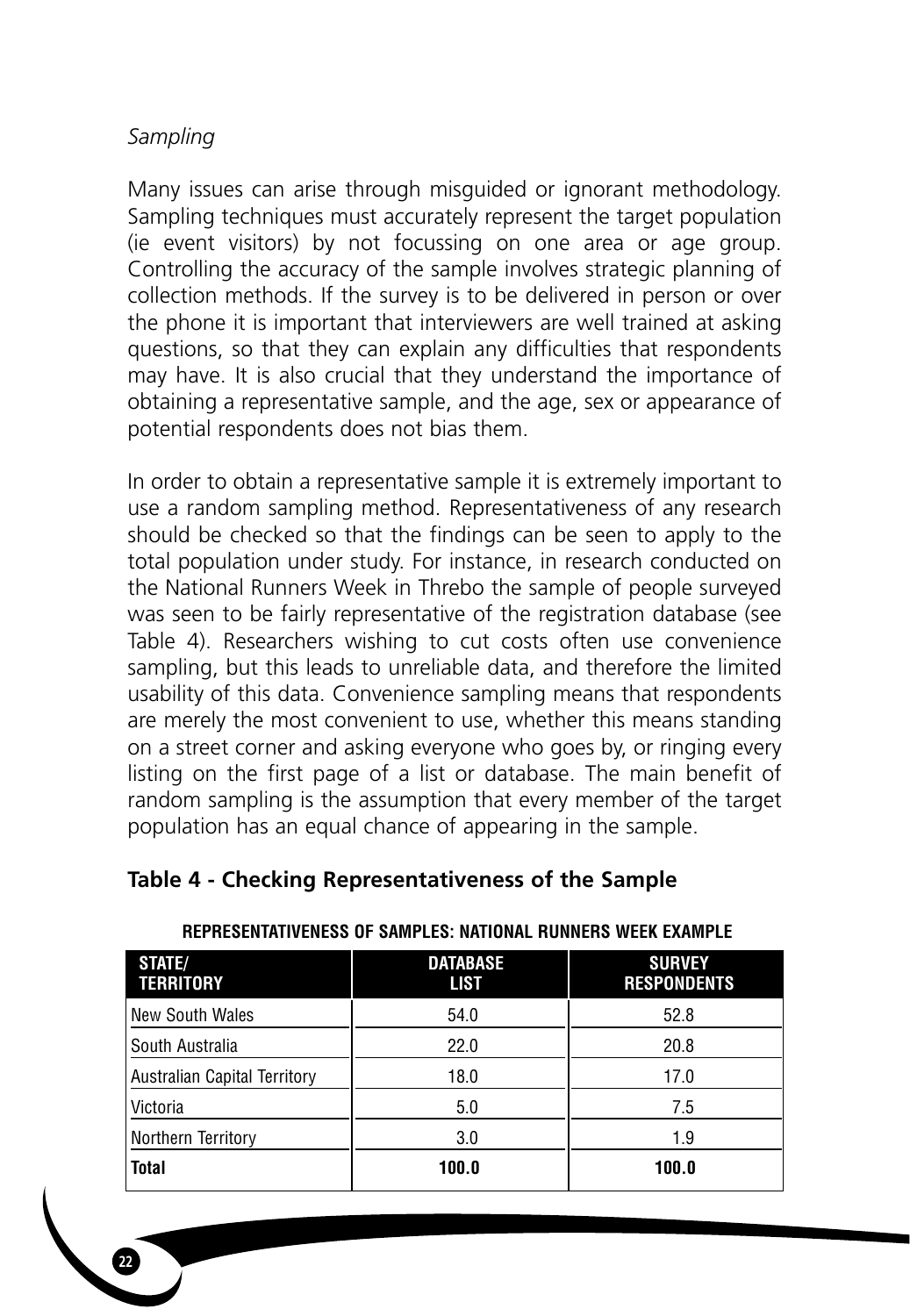*Sampling*

Many issues can arise through misguided or ignorant methodology. Sampling techniques must accurately represent the target population (ie event visitors) by not focussing on one area or age group. Controlling the accuracy of the sample involves strategic planning of collection methods. If the survey is to be delivered in person or over the phone it is important that interviewers are well trained at asking questions, so that they can explain any difficulties that respondents may have. It is also crucial that they understand the importance of obtaining a representative sample, and the age, sex or appearance of potential respondents does not bias them.

In order to obtain a representative sample it is extremely important to use a random sampling method. Representativeness of any research should be checked so that the findings can be seen to apply to the total population under study. For instance, in research conducted on the National Runners Week in Threbo the sample of people surveyed was seen to be fairly representative of the registration database (see Table 4). Researchers wishing to cut costs often use convenience sampling, but this leads to unreliable data, and therefore the limited usability of this data. Convenience sampling means that respondents are merely the most convenient to use, whether this means standing on a street corner and asking everyone who goes by, or ringing every listing on the first page of a list or database. The main benefit of random sampling is the assumption that every member of the target population has an equal chance of appearing in the sample.

**Table 4 - Checking Representativeness of the Sample**

**REPRESENTATIVENESS OF SAMPLES: NATIONAL RUNNERS WEEK EXAMPLE**

| STATE/ TERRITORY | DATABASE LIST | SURVEY RESPONDENTS |
|---|---|---|
| New South Wales | 54.0 | 52.8 |
| South Australia | 22.0 | 20.8 |
| Australian Capital Territory | 18.0 | 17.0 |
| Victoria | 5.0 | 7.5 |
| Northern Territory | 3.0 | 1.9 |
| **Total** | **100.0** | **100.0** |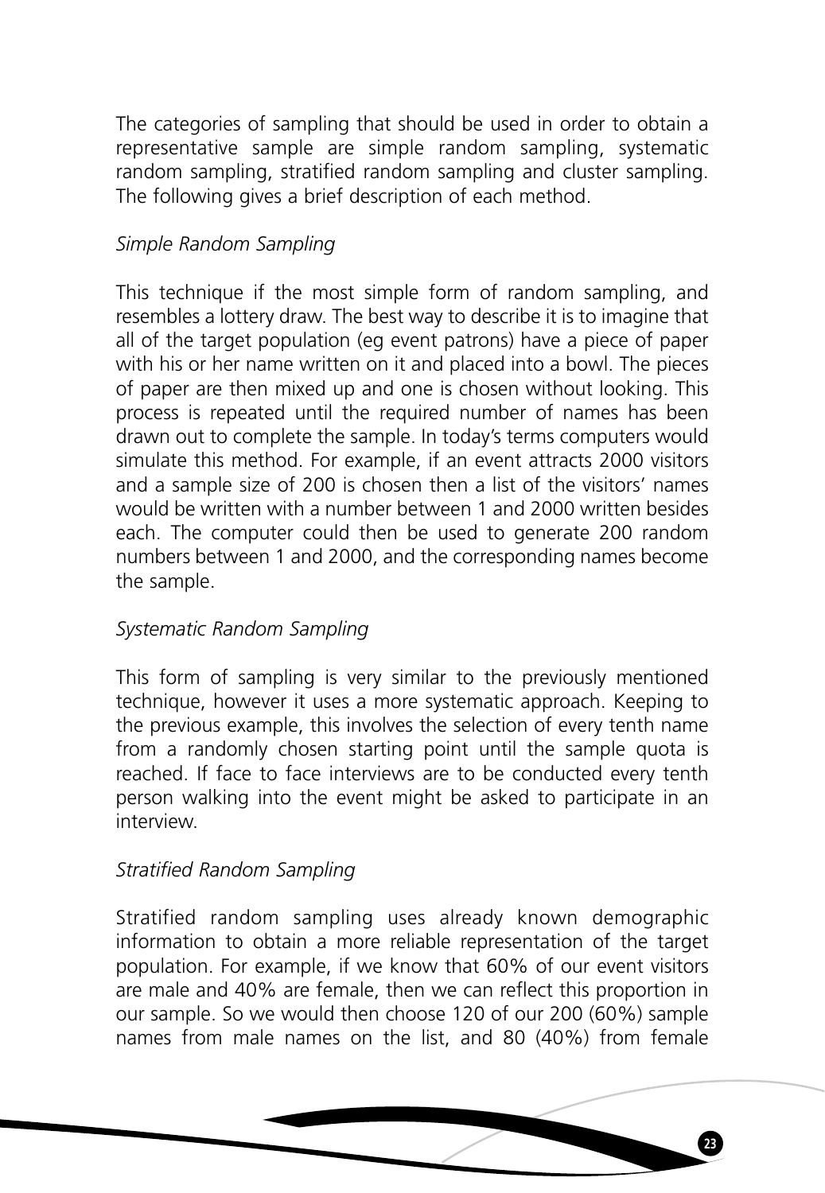The categories of sampling that should be used in order to obtain a representative sample are simple random sampling, systematic random sampling, stratified random sampling and cluster sampling. The following gives a brief description of each method.

*Simple Random Sampling*

This technique if the most simple form of random sampling, and resembles a lottery draw. The best way to describe it is to imagine that all of the target population (eg event patrons) have a piece of paper with his or her name written on it and placed into a bowl. The pieces of paper are then mixed up and one is chosen without looking. This process is repeated until the required number of names has been drawn out to complete the sample. In today's terms computers would simulate this method. For example, if an event attracts 2000 visitors and a sample size of 200 is chosen then a list of the visitors' names would be written with a number between 1 and 2000 written besides each. The computer could then be used to generate 200 random numbers between 1 and 2000, and the corresponding names become the sample.

*Systematic Random Sampling*

This form of sampling is very similar to the previously mentioned technique, however it uses a more systematic approach. Keeping to the previous example, this involves the selection of every tenth name from a randomly chosen starting point until the sample quota is reached. If face to face interviews are to be conducted every tenth person walking into the event might be asked to participate in an interview.

*Stratified Random Sampling*

Stratified random sampling uses already known demographic information to obtain a more reliable representation of the target population. For example, if we know that 60% of our event visitors are male and 40% are female, then we can reflect this proportion in our sample. So we would then choose 120 of our 200 (60%) sample names from male names on the list, and 80 (40%) from female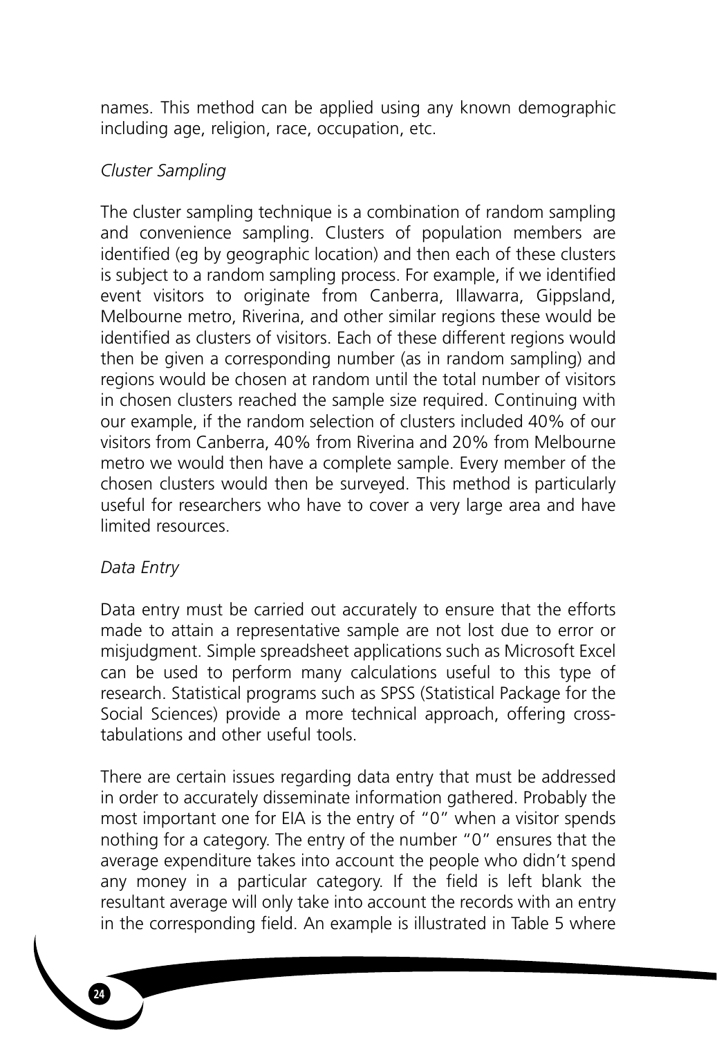names. This method can be applied using any known demographic including age, religion, race, occupation, etc.

*Cluster Sampling*

The cluster sampling technique is a combination of random sampling and convenience sampling. Clusters of population members are identified (eg by geographic location) and then each of these clusters is subject to a random sampling process. For example, if we identified event visitors to originate from Canberra, Illawarra, Gippsland, Melbourne metro, Riverina, and other similar regions these would be identified as clusters of visitors. Each of these different regions would then be given a corresponding number (as in random sampling) and regions would be chosen at random until the total number of visitors in chosen clusters reached the sample size required. Continuing with our example, if the random selection of clusters included 40% of our visitors from Canberra, 40% from Riverina and 20% from Melbourne metro we would then have a complete sample. Every member of the chosen clusters would then be surveyed. This method is particularly useful for researchers who have to cover a very large area and have limited resources.

*Data Entry*

Data entry must be carried out accurately to ensure that the efforts made to attain a representative sample are not lost due to error or misjudgment. Simple spreadsheet applications such as Microsoft Excel can be used to perform many calculations useful to this type of research. Statistical programs such as SPSS (Statistical Package for the Social Sciences) provide a more technical approach, offering cross-tabulations and other useful tools.

There are certain issues regarding data entry that must be addressed in order to accurately disseminate information gathered. Probably the most important one for EIA is the entry of "0" when a visitor spends nothing for a category. The entry of the number "0" ensures that the average expenditure takes into account the people who didn't spend any money in a particular category. If the field is left blank the resultant average will only take into account the records with an entry in the corresponding field. An example is illustrated in Table 5 where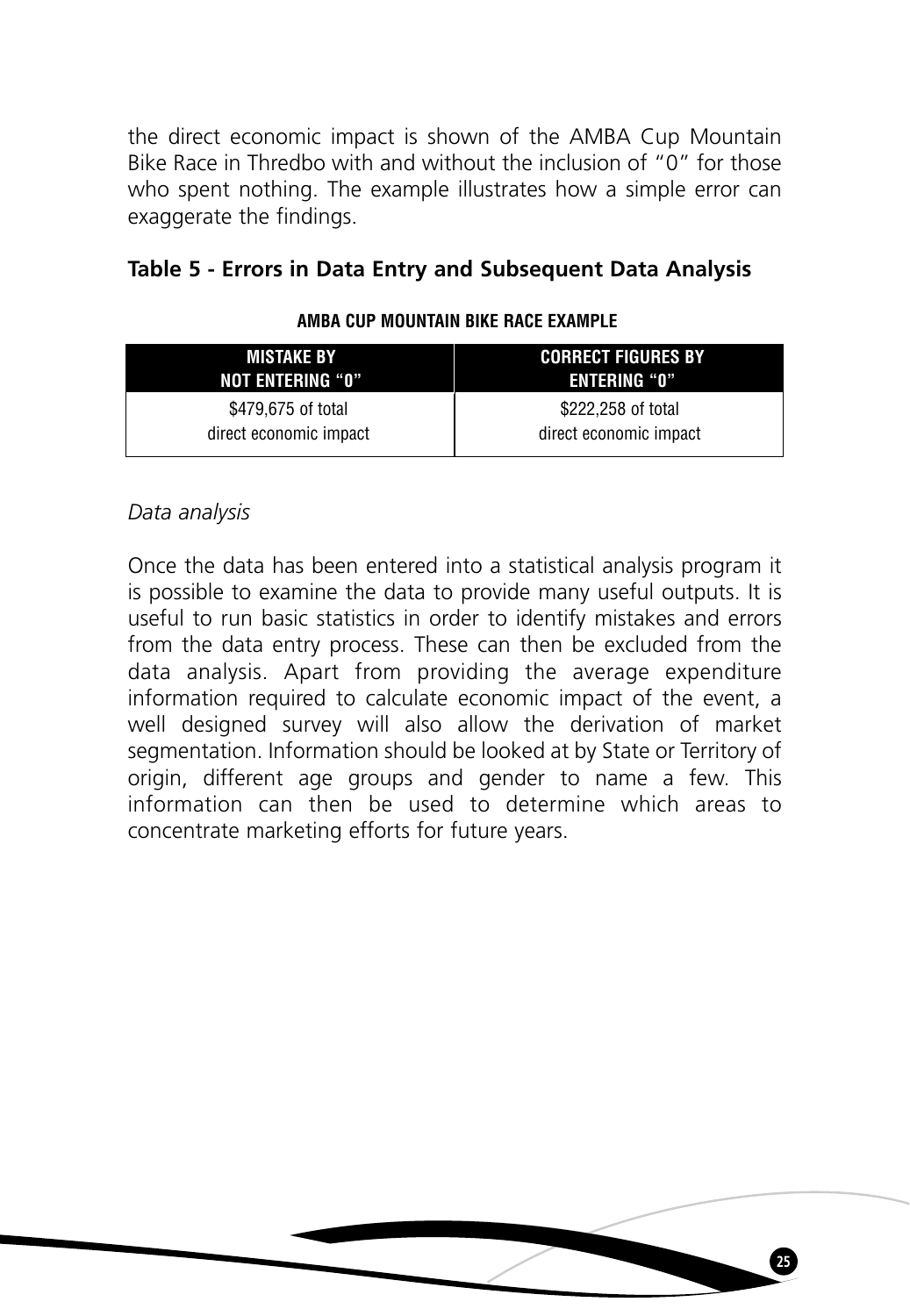the direct economic impact is shown of the AMBA Cup Mountain Bike Race in Thredbo with and without the inclusion of "0" for those who spent nothing. The example illustrates how a simple error can exaggerate the findings.

### Table 5 - Errors in Data Entry and Subsequent Data Analysis

**AMBA CUP MOUNTAIN BIKE RACE EXAMPLE**

| MISTAKE BY NOT ENTERING "0" | CORRECT FIGURES BY ENTERING "0" |
|---|---|
| $479,675 of total direct economic impact | $222,258 of total direct economic impact |

*Data analysis*

Once the data has been entered into a statistical analysis program it is possible to examine the data to provide many useful outputs. It is useful to run basic statistics in order to identify mistakes and errors from the data entry process. These can then be excluded from the data analysis. Apart from providing the average expenditure information required to calculate economic impact of the event, a well designed survey will also allow the derivation of market segmentation. Information should be looked at by State or Territory of origin, different age groups and gender to name a few. This information can then be used to determine which areas to concentrate marketing efforts for future years.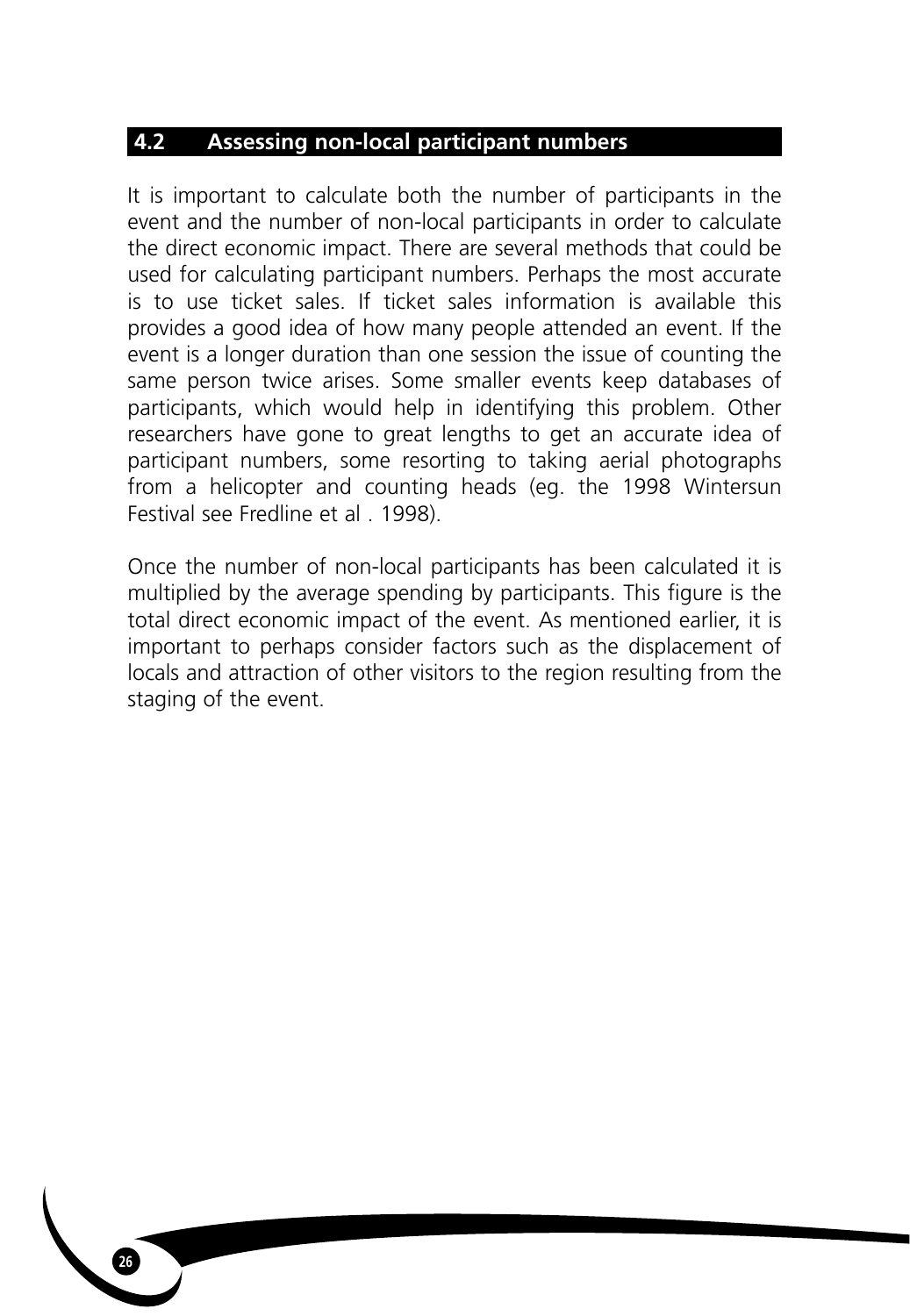## 4.2 Assessing non-local participant numbers

It is important to calculate both the number of participants in the event and the number of non-local participants in order to calculate the direct economic impact. There are several methods that could be used for calculating participant numbers. Perhaps the most accurate is to use ticket sales. If ticket sales information is available this provides a good idea of how many people attended an event. If the event is a longer duration than one session the issue of counting the same person twice arises. Some smaller events keep databases of participants, which would help in identifying this problem. Other researchers have gone to great lengths to get an accurate idea of participant numbers, some resorting to taking aerial photographs from a helicopter and counting heads (eg. the 1998 Wintersun Festival see Fredline et al . 1998).

Once the number of non-local participants has been calculated it is multiplied by the average spending by participants. This figure is the total direct economic impact of the event. As mentioned earlier, it is important to perhaps consider factors such as the displacement of locals and attraction of other visitors to the region resulting from the staging of the event.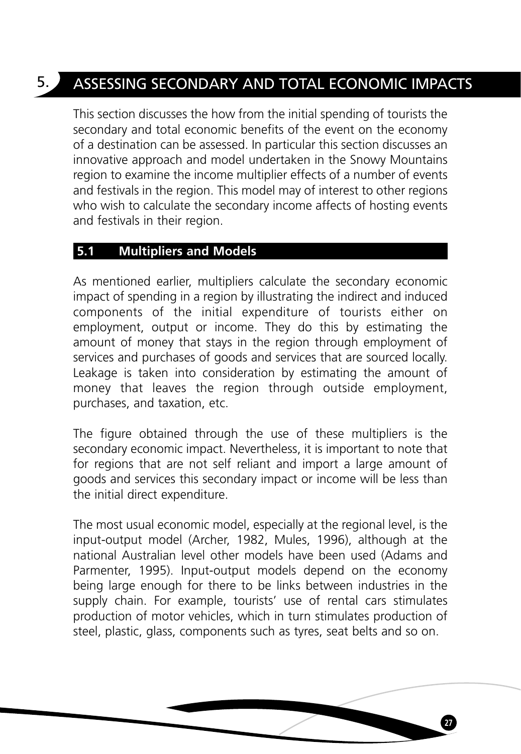# 5. ASSESSING SECONDARY AND TOTAL ECONOMIC IMPACTS

This section discusses the how from the initial spending of tourists the secondary and total economic benefits of the event on the economy of a destination can be assessed. In particular this section discusses an innovative approach and model undertaken in the Snowy Mountains region to examine the income multiplier effects of a number of events and festivals in the region. This model may of interest to other regions who wish to calculate the secondary income affects of hosting events and festivals in their region.

## 5.1 Multipliers and Models

As mentioned earlier, multipliers calculate the secondary economic impact of spending in a region by illustrating the indirect and induced components of the initial expenditure of tourists either on employment, output or income. They do this by estimating the amount of money that stays in the region through employment of services and purchases of goods and services that are sourced locally. Leakage is taken into consideration by estimating the amount of money that leaves the region through outside employment, purchases, and taxation, etc.

The figure obtained through the use of these multipliers is the secondary economic impact. Nevertheless, it is important to note that for regions that are not self reliant and import a large amount of goods and services this secondary impact or income will be less than the initial direct expenditure.

The most usual economic model, especially at the regional level, is the input-output model (Archer, 1982, Mules, 1996), although at the national Australian level other models have been used (Adams and Parmenter, 1995). Input-output models depend on the economy being large enough for there to be links between industries in the supply chain. For example, tourists' use of rental cars stimulates production of motor vehicles, which in turn stimulates production of steel, plastic, glass, components such as tyres, seat belts and so on.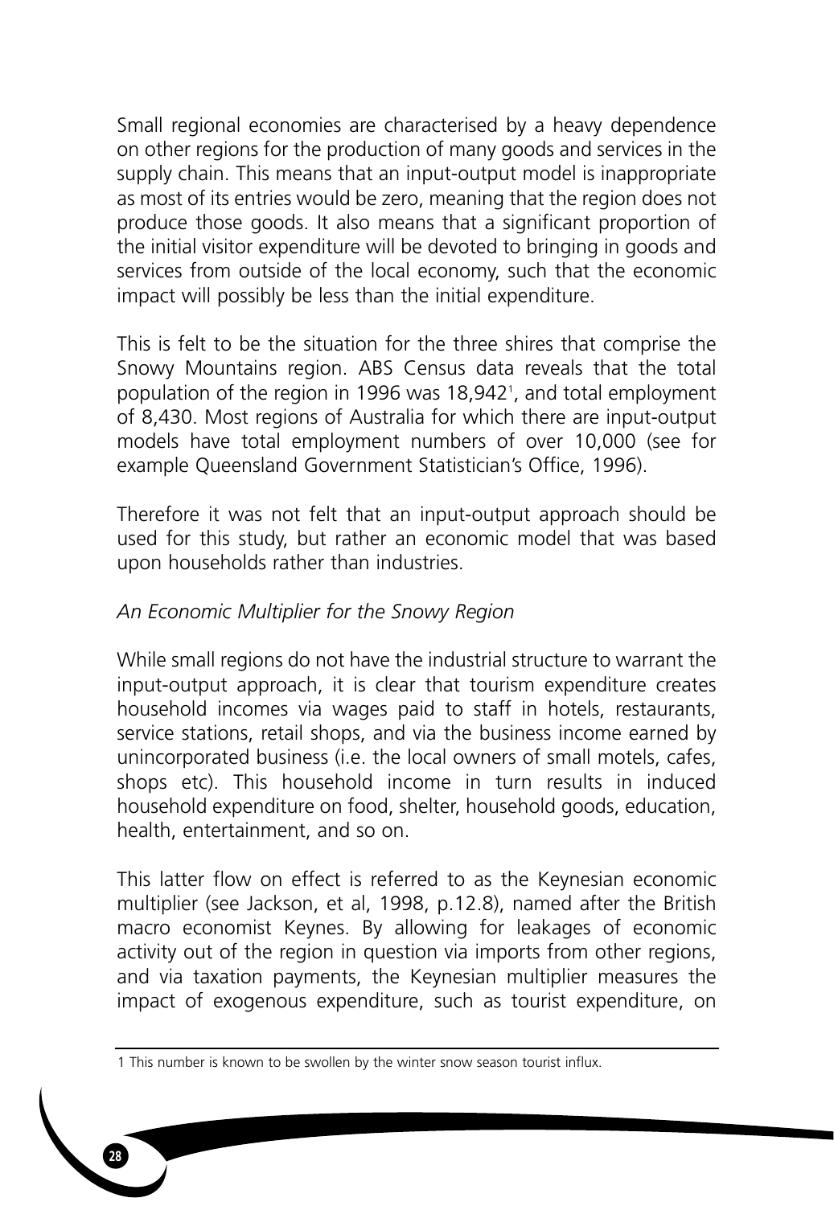Small regional economies are characterised by a heavy dependence on other regions for the production of many goods and services in the supply chain. This means that an input-output model is inappropriate as most of its entries would be zero, meaning that the region does not produce those goods. It also means that a significant proportion of the initial visitor expenditure will be devoted to bringing in goods and services from outside of the local economy, such that the economic impact will possibly be less than the initial expenditure.

This is felt to be the situation for the three shires that comprise the Snowy Mountains region. ABS Census data reveals that the total population of the region in 1996 was 18,942[1], and total employment of 8,430. Most regions of Australia for which there are input-output models have total employment numbers of over 10,000 (see for example Queensland Government Statistician's Office, 1996).

Therefore it was not felt that an input-output approach should be used for this study, but rather an economic model that was based upon households rather than industries.

*An Economic Multiplier for the Snowy Region*

While small regions do not have the industrial structure to warrant the input-output approach, it is clear that tourism expenditure creates household incomes via wages paid to staff in hotels, restaurants, service stations, retail shops, and via the business income earned by unincorporated business (i.e. the local owners of small motels, cafes, shops etc). This household income in turn results in induced household expenditure on food, shelter, household goods, education, health, entertainment, and so on.

This latter flow on effect is referred to as the Keynesian economic multiplier (see Jackson, et al, 1998, p.12.8), named after the British macro economist Keynes. By allowing for leakages of economic activity out of the region in question via imports from other regions, and via taxation payments, the Keynesian multiplier measures the impact of exogenous expenditure, such as tourist expenditure, on

1 This number is known to be swollen by the winter snow season tourist influx.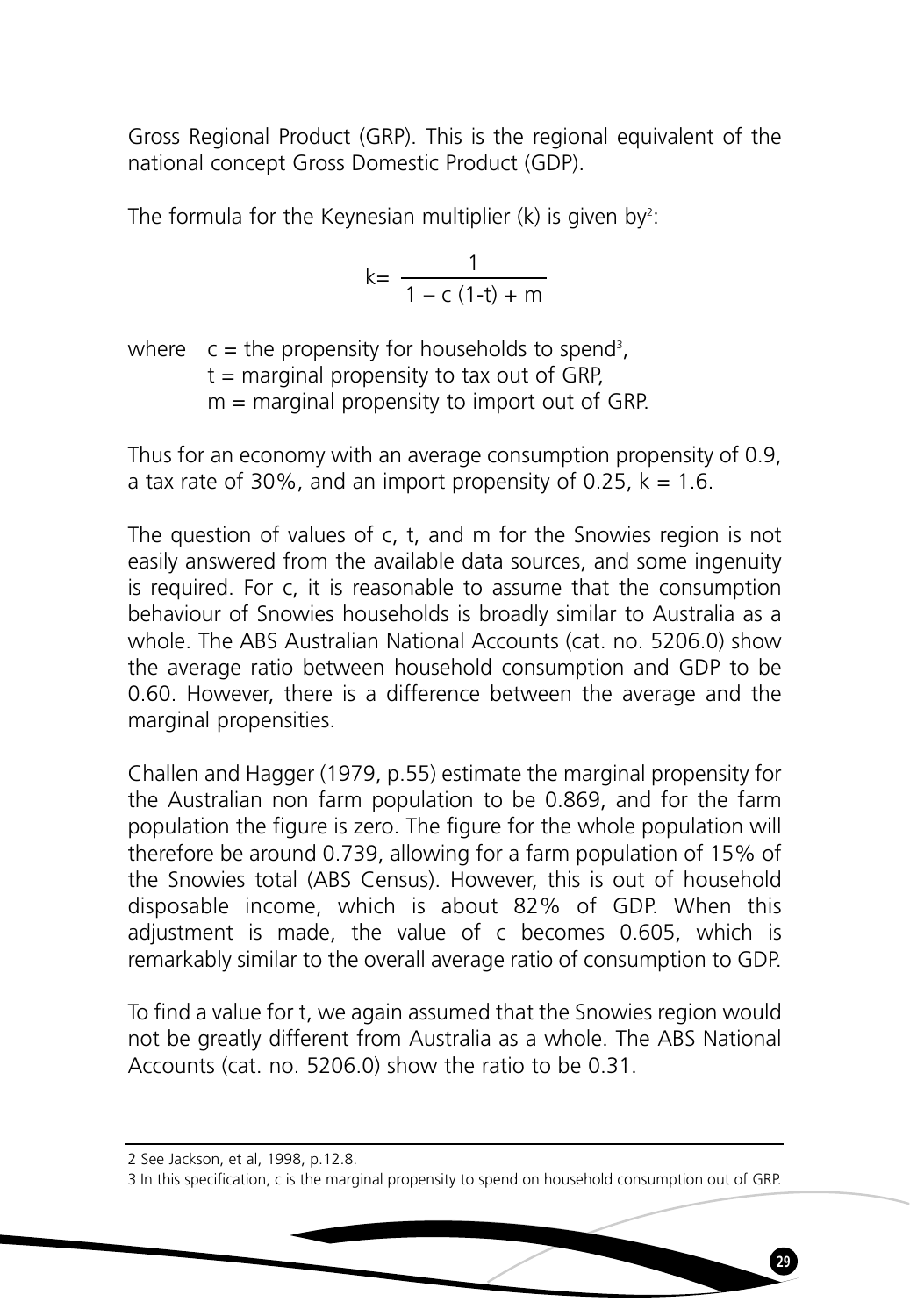Gross Regional Product (GRP). This is the regional equivalent of the national concept Gross Domestic Product (GDP).

The formula for the Keynesian multiplier (k) is given by[2]:

$$k = \frac{1}{1 - c\,(1\text{-}t) + m}$$

where $c$ = the propensity for households to spend[3],
$t$ = marginal propensity to tax out of GRP,
$m$ = marginal propensity to import out of GRP.

Thus for an economy with an average consumption propensity of 0.9, a tax rate of 30%, and an import propensity of 0.25, $k = 1.6$.

The question of values of c, t, and m for the Snowies region is not easily answered from the available data sources, and some ingenuity is required. For c, it is reasonable to assume that the consumption behaviour of Snowies households is broadly similar to Australia as a whole. The ABS Australian National Accounts (cat. no. 5206.0) show the average ratio between household consumption and GDP to be 0.60. However, there is a difference between the average and the marginal propensities.

Challen and Hagger (1979, p.55) estimate the marginal propensity for the Australian non farm population to be 0.869, and for the farm population the figure is zero. The figure for the whole population will therefore be around 0.739, allowing for a farm population of 15% of the Snowies total (ABS Census). However, this is out of household disposable income, which is about 82% of GDP. When this adjustment is made, the value of c becomes 0.605, which is remarkably similar to the overall average ratio of consumption to GDP.

To find a value for t, we again assumed that the Snowies region would not be greatly different from Australia as a whole. The ABS National Accounts (cat. no. 5206.0) show the ratio to be 0.31.

---

2 See Jackson, et al, 1998, p.12.8.

3 In this specification, c is the marginal propensity to spend on household consumption out of GRP.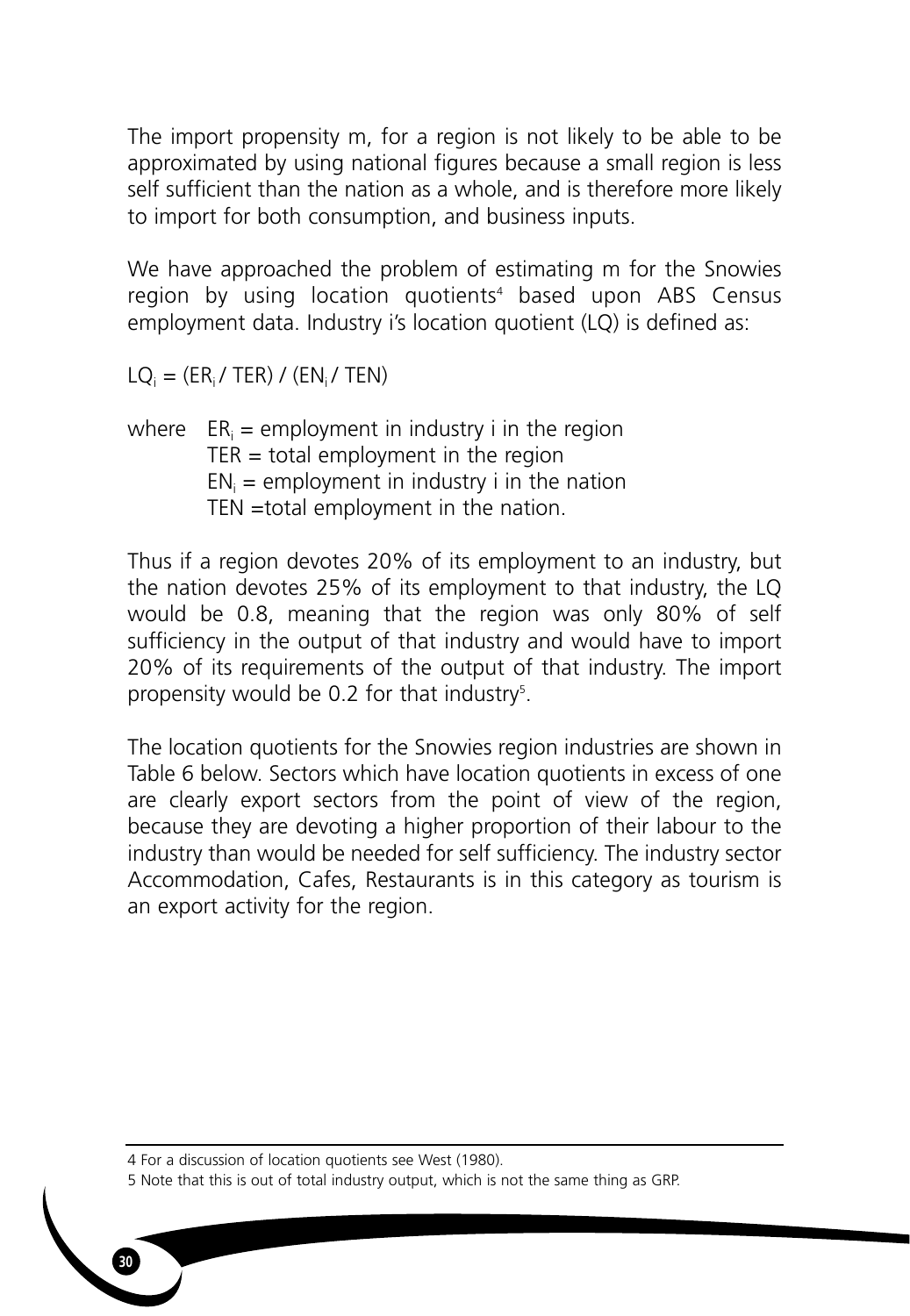The import propensity m, for a region is not likely to be able to be approximated by using national figures because a small region is less self sufficient than the nation as a whole, and is therefore more likely to import for both consumption, and business inputs.

We have approached the problem of estimating m for the Snowies region by using location quotients[4] based upon ABS Census employment data. Industry i's location quotient (LQ) is defined as:

$$LQ_i = (ER_i / TER) / (EN_i / TEN)$$

where $ER_i$ = employment in industry i in the region
TER = total employment in the region
$EN_i$ = employment in industry i in the nation
TEN =total employment in the nation.

Thus if a region devotes 20% of its employment to an industry, but the nation devotes 25% of its employment to that industry, the LQ would be 0.8, meaning that the region was only 80% of self sufficiency in the output of that industry and would have to import 20% of its requirements of the output of that industry. The import propensity would be 0.2 for that industry[5].

The location quotients for the Snowies region industries are shown in Table 6 below. Sectors which have location quotients in excess of one are clearly export sectors from the point of view of the region, because they are devoting a higher proportion of their labour to the industry than would be needed for self sufficiency. The industry sector Accommodation, Cafes, Restaurants is in this category as tourism is an export activity for the region.

---

4 For a discussion of location quotients see West (1980).

5 Note that this is out of total industry output, which is not the same thing as GRP.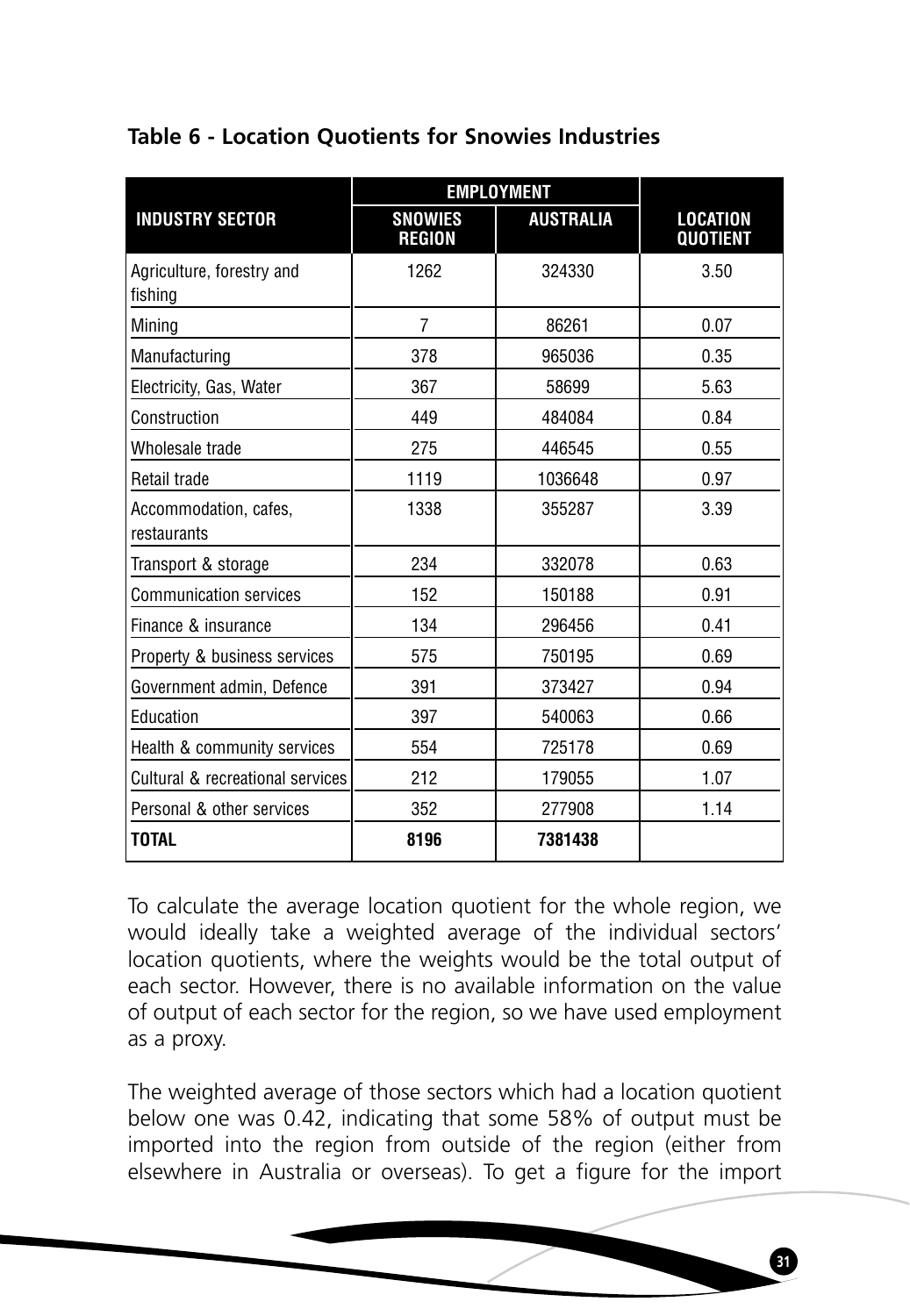**Table 6 - Location Quotients for Snowies Industries**

| INDUSTRY SECTOR | EMPLOYMENT | | LOCATION QUOTIENT |
|---|---|---|---|
| | SNOWIES REGION | AUSTRALIA | |
| Agriculture, forestry and fishing | 1262 | 324330 | 3.50 |
| Mining | 7 | 86261 | 0.07 |
| Manufacturing | 378 | 965036 | 0.35 |
| Electricity, Gas, Water | 367 | 58699 | 5.63 |
| Construction | 449 | 484084 | 0.84 |
| Wholesale trade | 275 | 446545 | 0.55 |
| Retail trade | 1119 | 1036648 | 0.97 |
| Accommodation, cafes, restaurants | 1338 | 355287 | 3.39 |
| Transport & storage | 234 | 332078 | 0.63 |
| Communication services | 152 | 150188 | 0.91 |
| Finance & insurance | 134 | 296456 | 0.41 |
| Property & business services | 575 | 750195 | 0.69 |
| Government admin, Defence | 391 | 373427 | 0.94 |
| Education | 397 | 540063 | 0.66 |
| Health & community services | 554 | 725178 | 0.69 |
| Cultural & recreational services | 212 | 179055 | 1.07 |
| Personal & other services | 352 | 277908 | 1.14 |
| **TOTAL** | **8196** | **7381438** | |

To calculate the average location quotient for the whole region, we would ideally take a weighted average of the individual sectors' location quotients, where the weights would be the total output of each sector. However, there is no available information on the value of output of each sector for the region, so we have used employment as a proxy.

The weighted average of those sectors which had a location quotient below one was 0.42, indicating that some 58% of output must be imported into the region from outside of the region (either from elsewhere in Australia or overseas). To get a figure for the import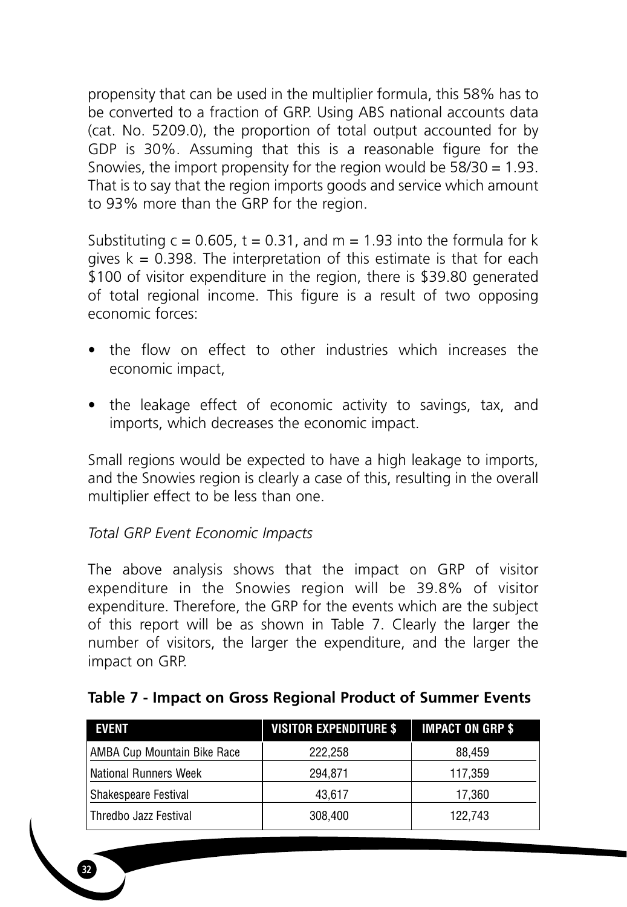propensity that can be used in the multiplier formula, this 58% has to be converted to a fraction of GRP. Using ABS national accounts data (cat. No. 5209.0), the proportion of total output accounted for by GDP is 30%. Assuming that this is a reasonable figure for the Snowies, the import propensity for the region would be $58/30 = 1.93$. That is to say that the region imports goods and service which amount to 93% more than the GRP for the region.

Substituting $c = 0.605$, $t = 0.31$, and $m = 1.93$ into the formula for k gives $k = 0.398$. The interpretation of this estimate is that for each $100 of visitor expenditure in the region, there is $39.80 generated of total regional income. This figure is a result of two opposing economic forces:

- the flow on effect to other industries which increases the economic impact,
- the leakage effect of economic activity to savings, tax, and imports, which decreases the economic impact.

Small regions would be expected to have a high leakage to imports, and the Snowies region is clearly a case of this, resulting in the overall multiplier effect to be less than one.

*Total GRP Event Economic Impacts*

The above analysis shows that the impact on GRP of visitor expenditure in the Snowies region will be 39.8% of visitor expenditure. Therefore, the GRP for the events which are the subject of this report will be as shown in Table 7. Clearly the larger the number of visitors, the larger the expenditure, and the larger the impact on GRP.

**Table 7 - Impact on Gross Regional Product of Summer Events**

| EVENT | VISITOR EXPENDITURE $ | IMPACT ON GRP $ |
|---|---|---|
| AMBA Cup Mountain Bike Race | 222,258 | 88,459 |
| National Runners Week | 294,871 | 117,359 |
| Shakespeare Festival | 43,617 | 17,360 |
| Thredbo Jazz Festival | 308,400 | 122,743 |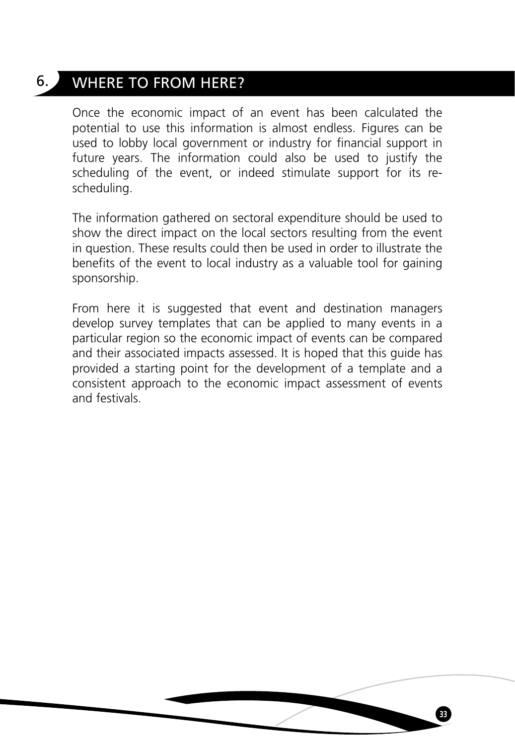# 6. WHERE TO FROM HERE?

Once the economic impact of an event has been calculated the potential to use this information is almost endless. Figures can be used to lobby local government or industry for financial support in future years. The information could also be used to justify the scheduling of the event, or indeed stimulate support for its re-scheduling.

The information gathered on sectoral expenditure should be used to show the direct impact on the local sectors resulting from the event in question. These results could then be used in order to illustrate the benefits of the event to local industry as a valuable tool for gaining sponsorship.

From here it is suggested that event and destination managers develop survey templates that can be applied to many events in a particular region so the economic impact of events can be compared and their associated impacts assessed. It is hoped that this guide has provided a starting point for the development of a template and a consistent approach to the economic impact assessment of events and festivals.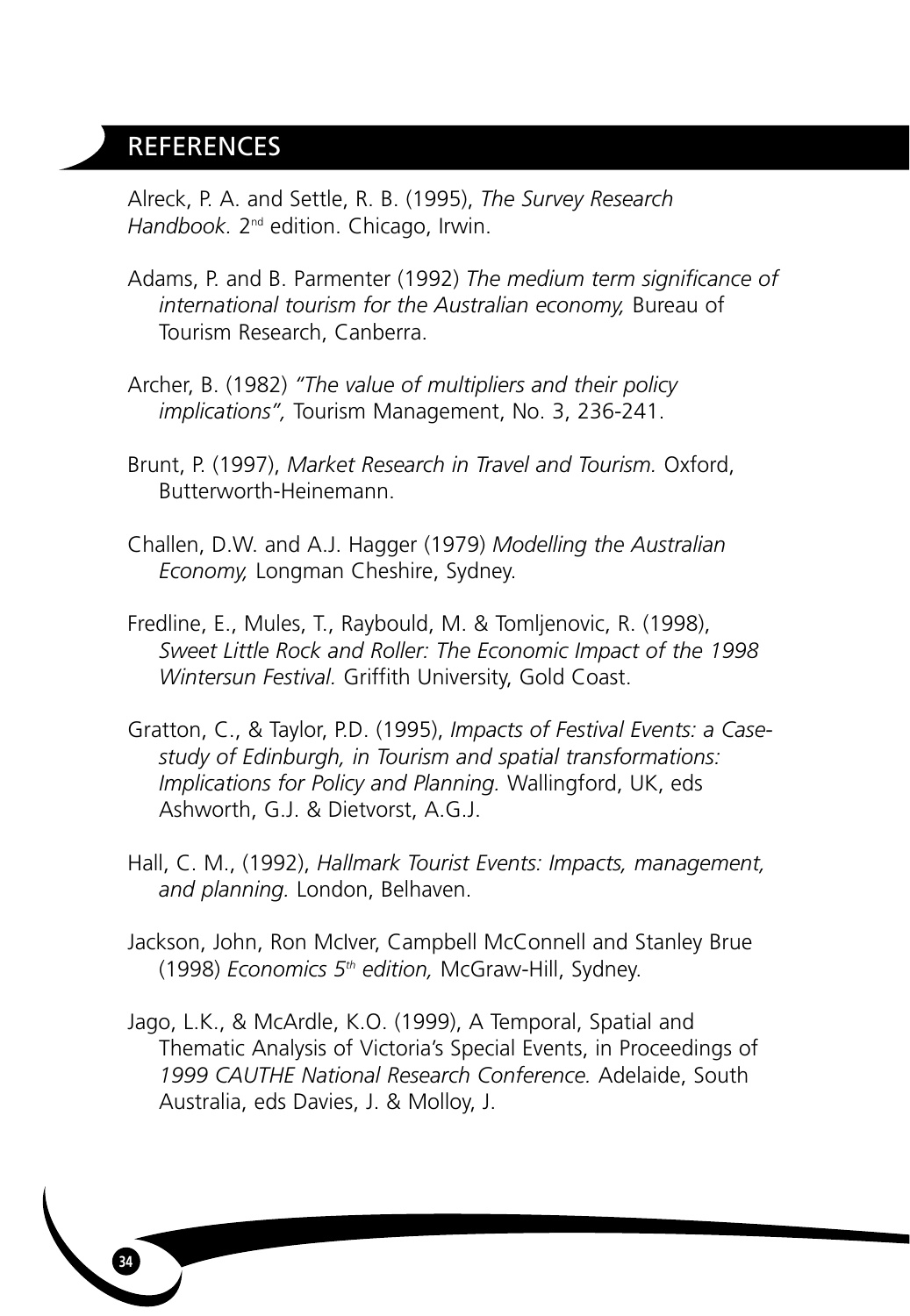# REFERENCES

Alreck, P. A. and Settle, R. B. (1995), *The Survey Research Handbook.* 2nd edition. Chicago, Irwin.

Adams, P. and B. Parmenter (1992) *The medium term significance of international tourism for the Australian economy,* Bureau of Tourism Research, Canberra.

Archer, B. (1982) *"The value of multipliers and their policy implications",* Tourism Management, No. 3, 236-241.

Brunt, P. (1997), *Market Research in Travel and Tourism.* Oxford, Butterworth-Heinemann.

Challen, D.W. and A.J. Hagger (1979) *Modelling the Australian Economy,* Longman Cheshire, Sydney.

Fredline, E., Mules, T., Raybould, M. & Tomljenovic, R. (1998), *Sweet Little Rock and Roller: The Economic Impact of the 1998 Wintersun Festival.* Griffith University, Gold Coast.

Gratton, C., & Taylor, P.D. (1995), *Impacts of Festival Events: a Case-study of Edinburgh, in Tourism and spatial transformations: Implications for Policy and Planning.* Wallingford, UK, eds Ashworth, G.J. & Dietvorst, A.G.J.

Hall, C. M., (1992), *Hallmark Tourist Events: Impacts, management, and planning.* London, Belhaven.

Jackson, John, Ron McIver, Campbell McConnell and Stanley Brue (1998) *Economics 5th edition,* McGraw-Hill, Sydney.

Jago, L.K., & McArdle, K.O. (1999), A Temporal, Spatial and Thematic Analysis of Victoria's Special Events, in Proceedings of *1999 CAUTHE National Research Conference.* Adelaide, South Australia, eds Davies, J. & Molloy, J.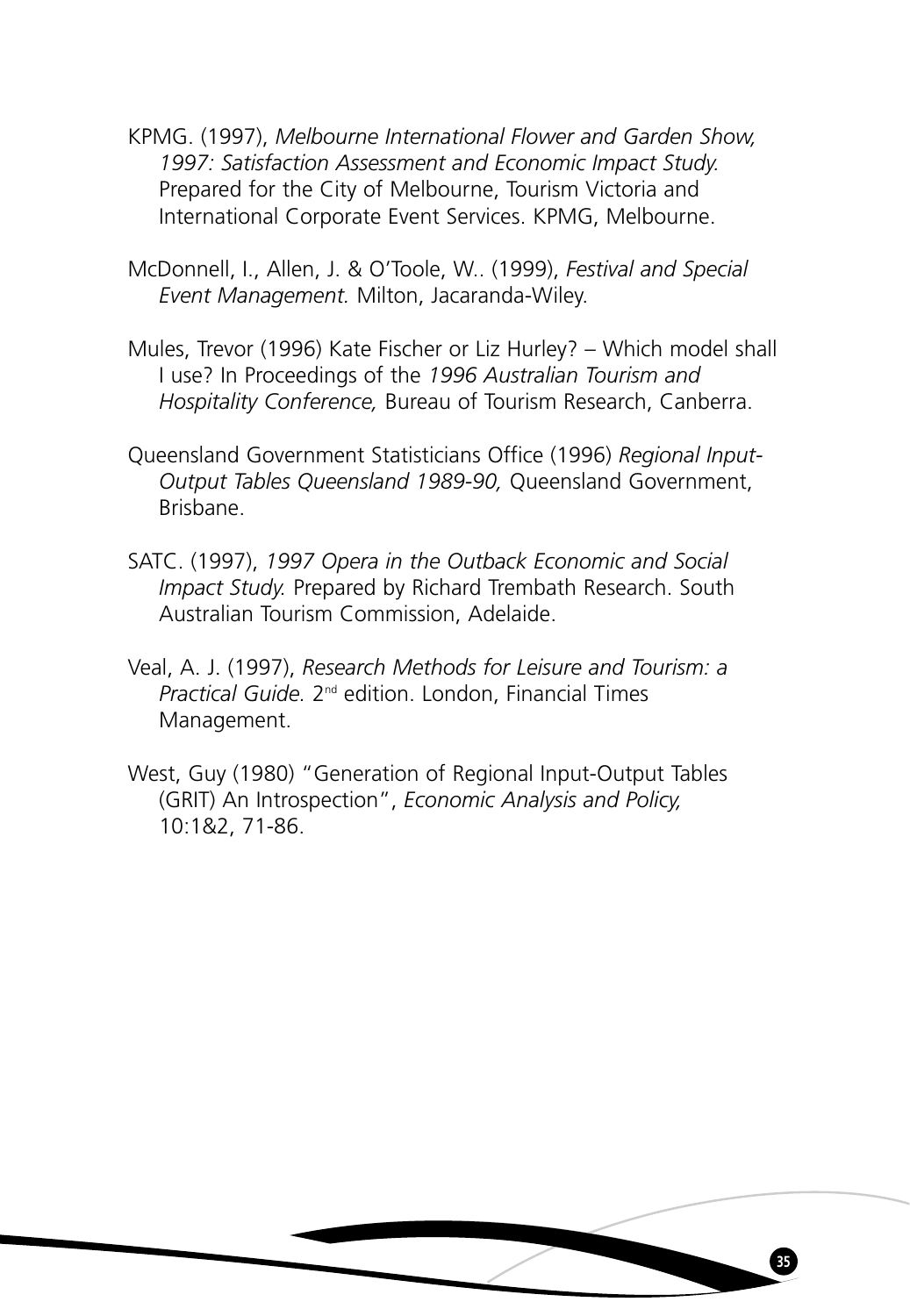KPMG. (1997), *Melbourne International Flower and Garden Show, 1997: Satisfaction Assessment and Economic Impact Study.* Prepared for the City of Melbourne, Tourism Victoria and International Corporate Event Services. KPMG, Melbourne.

McDonnell, I., Allen, J. & O'Toole, W.. (1999), *Festival and Special Event Management.* Milton, Jacaranda-Wiley.

Mules, Trevor (1996) Kate Fischer or Liz Hurley? – Which model shall I use? In Proceedings of the *1996 Australian Tourism and Hospitality Conference,* Bureau of Tourism Research, Canberra.

Queensland Government Statisticians Office (1996) *Regional Input-Output Tables Queensland 1989-90,* Queensland Government, Brisbane.

SATC. (1997), *1997 Opera in the Outback Economic and Social Impact Study.* Prepared by Richard Trembath Research. South Australian Tourism Commission, Adelaide.

Veal, A. J. (1997), *Research Methods for Leisure and Tourism: a Practical Guide.* 2nd edition. London, Financial Times Management.

West, Guy (1980) "Generation of Regional Input-Output Tables (GRIT) An Introspection", *Economic Analysis and Policy,* 10:1&2, 71-86.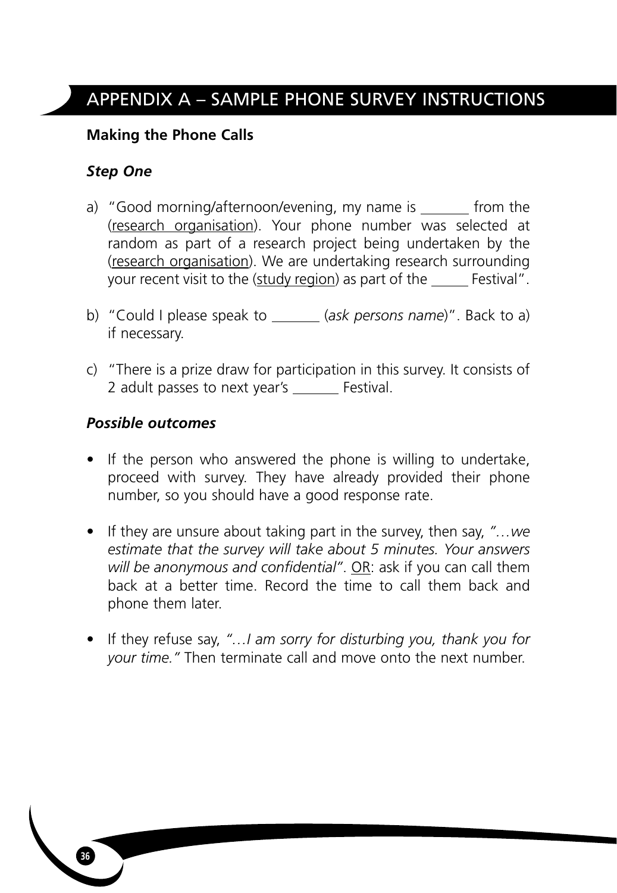# APPENDIX A – SAMPLE PHONE SURVEY INSTRUCTIONS

**Making the Phone Calls**

***Step One***

a) "Good morning/afternoon/evening, my name is _______ from the (research organisation). Your phone number was selected at random as part of a research project being undertaken by the (research organisation). We are undertaking research surrounding your recent visit to the (study region) as part of the _____ Festival".

b) "Could I please speak to _______ (*ask persons name*)". Back to a) if necessary.

c) "There is a prize draw for participation in this survey. It consists of 2 adult passes to next year's _______ Festival.

***Possible outcomes***

- If the person who answered the phone is willing to undertake, proceed with survey. They have already provided their phone number, so you should have a good response rate.
- If they are unsure about taking part in the survey, then say, *"…we estimate that the survey will take about 5 minutes. Your answers will be anonymous and confidential"*. OR: ask if you can call them back at a better time. Record the time to call them back and phone them later.
- If they refuse say, *"…I am sorry for disturbing you, thank you for your time."* Then terminate call and move onto the next number.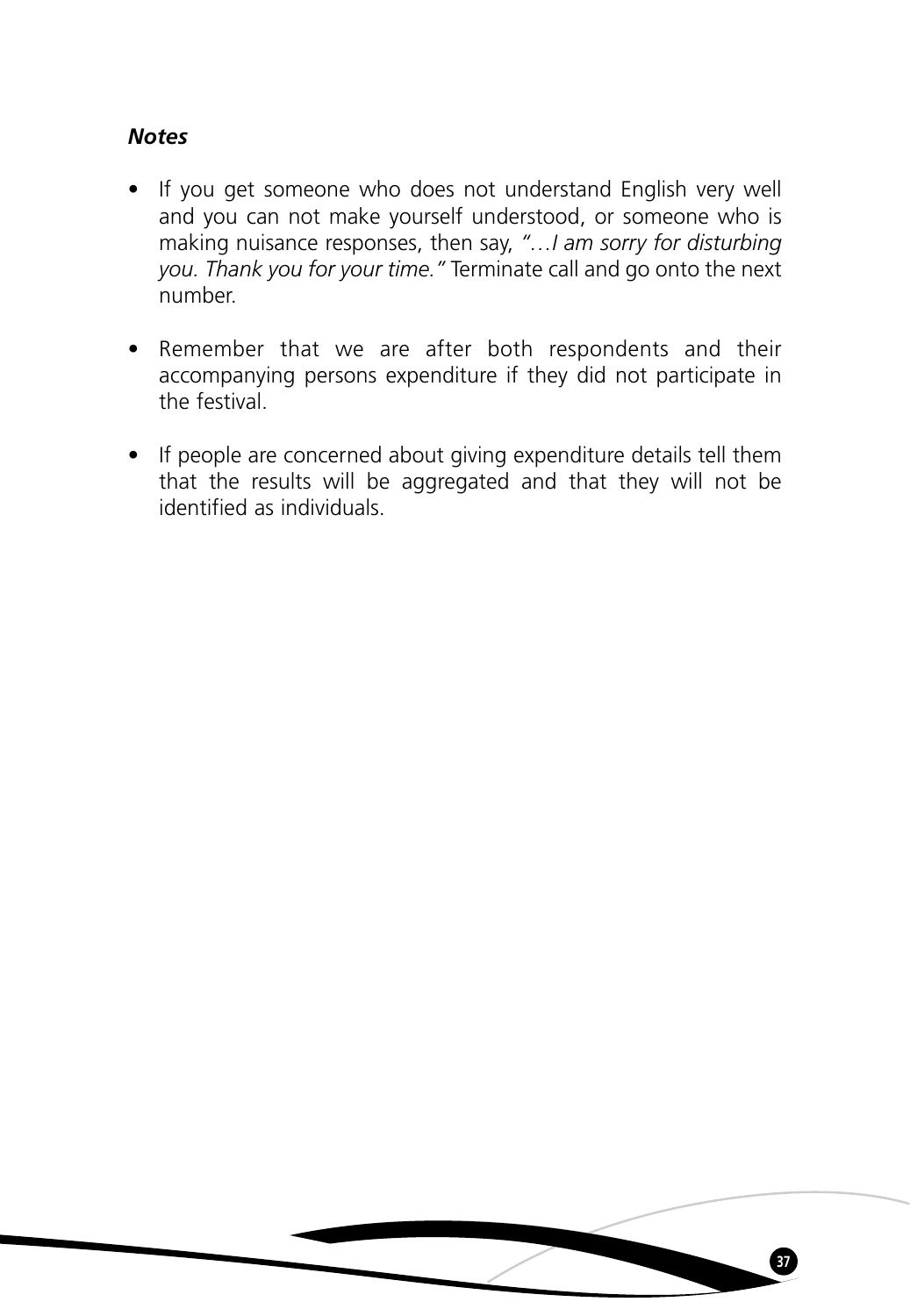***Notes***

- If you get someone who does not understand English very well and you can not make yourself understood, or someone who is making nuisance responses, then say, *"…I am sorry for disturbing you. Thank you for your time."* Terminate call and go onto the next number.

- Remember that we are after both respondents and their accompanying persons expenditure if they did not participate in the festival.

- If people are concerned about giving expenditure details tell them that the results will be aggregated and that they will not be identified as individuals.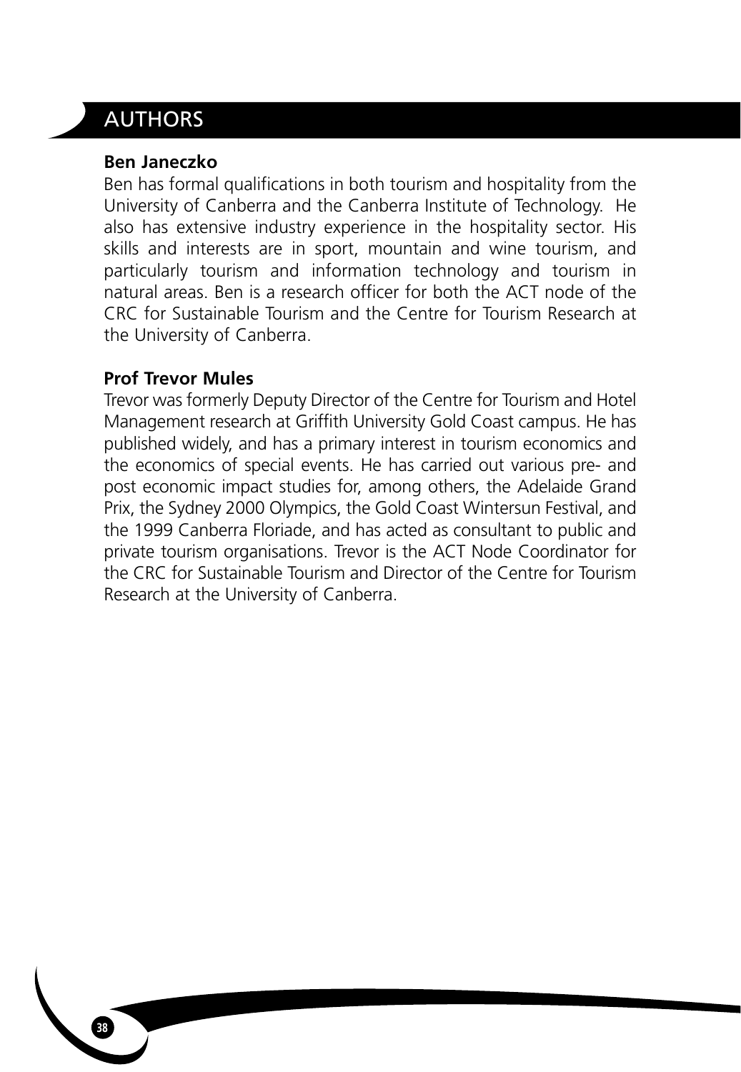# AUTHORS

**Ben Janeczko**

Ben has formal qualifications in both tourism and hospitality from the University of Canberra and the Canberra Institute of Technology. He also has extensive industry experience in the hospitality sector. His skills and interests are in sport, mountain and wine tourism, and particularly tourism and information technology and tourism in natural areas. Ben is a research officer for both the ACT node of the CRC for Sustainable Tourism and the Centre for Tourism Research at the University of Canberra.

**Prof Trevor Mules**

Trevor was formerly Deputy Director of the Centre for Tourism and Hotel Management research at Griffith University Gold Coast campus. He has published widely, and has a primary interest in tourism economics and the economics of special events. He has carried out various pre- and post economic impact studies for, among others, the Adelaide Grand Prix, the Sydney 2000 Olympics, the Gold Coast Wintersun Festival, and the 1999 Canberra Floriade, and has acted as consultant to public and private tourism organisations. Trevor is the ACT Node Coordinator for the CRC for Sustainable Tourism and Director of the Centre for Tourism Research at the University of Canberra.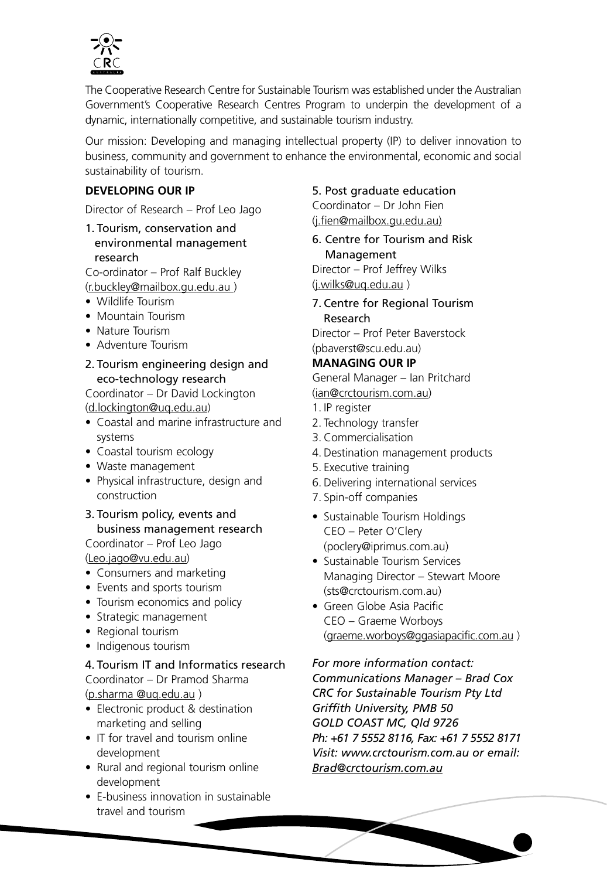The Cooperative Research Centre for Sustainable Tourism was established under the Australian Government's Cooperative Research Centres Program to underpin the development of a dynamic, internationally competitive, and sustainable tourism industry.

Our mission: Developing and managing intellectual property (IP) to deliver innovation to business, community and government to enhance the environmental, economic and social sustainability of tourism.

## DEVELOPING OUR IP

Director of Research – Prof Leo Jago

### 1. Tourism, conservation and environmental management research

Co-ordinator – Prof Ralf Buckley
(r.buckley@mailbox.gu.edu.au )

- Wildlife Tourism
- Mountain Tourism
- Nature Tourism
- Adventure Tourism

### 2. Tourism engineering design and eco-technology research

Coordinator – Dr David Lockington
(d.lockington@uq.edu.au)

- Coastal and marine infrastructure and systems
- Coastal tourism ecology
- Waste management
- Physical infrastructure, design and construction

### 3. Tourism policy, events and business management research

Coordinator – Prof Leo Jago
(Leo.jago@vu.edu.au)

- Consumers and marketing
- Events and sports tourism
- Tourism economics and policy
- Strategic management
- Regional tourism
- Indigenous tourism

### 4. Tourism IT and Informatics research

Coordinator – Dr Pramod Sharma
(p.sharma @uq.edu.au )

- Electronic product & destination marketing and selling
- IT for travel and tourism online development
- Rural and regional tourism online development
- E-business innovation in sustainable travel and tourism

### 5. Post graduate education

Coordinator – Dr John Fien
(j.fien@mailbox.gu.edu.au)

### 6. Centre for Tourism and Risk Management

Director – Prof Jeffrey Wilks
(j.wilks@uq.edu.au )

### 7. Centre for Regional Tourism Research

Director – Prof Peter Baverstock
(pbaverst@scu.edu.au)

## MANAGING OUR IP

General Manager – Ian Pritchard
(ian@crctourism.com.au)

1. IP register
2. Technology transfer
3. Commercialisation
4. Destination management products
5. Executive training
6. Delivering international services
7. Spin-off companies

- Sustainable Tourism Holdings
  CEO – Peter O'Clery
  (poclery@iprimus.com.au)
- Sustainable Tourism Services
  Managing Director – Stewart Moore
  (sts@crctourism.com.au)
- Green Globe Asia Pacific
  CEO – Graeme Worboys
  (graeme.worboys@ggasiapacific.com.au )

*For more information contact:*
*Communications Manager – Brad Cox*
*CRC for Sustainable Tourism Pty Ltd*
*Griffith University, PMB 50*
*GOLD COAST MC, Qld 9726*
*Ph: +61 7 5552 8116, Fax: +61 7 5552 8171*
*Visit: www.crctourism.com.au or email: Brad@crctourism.com.au*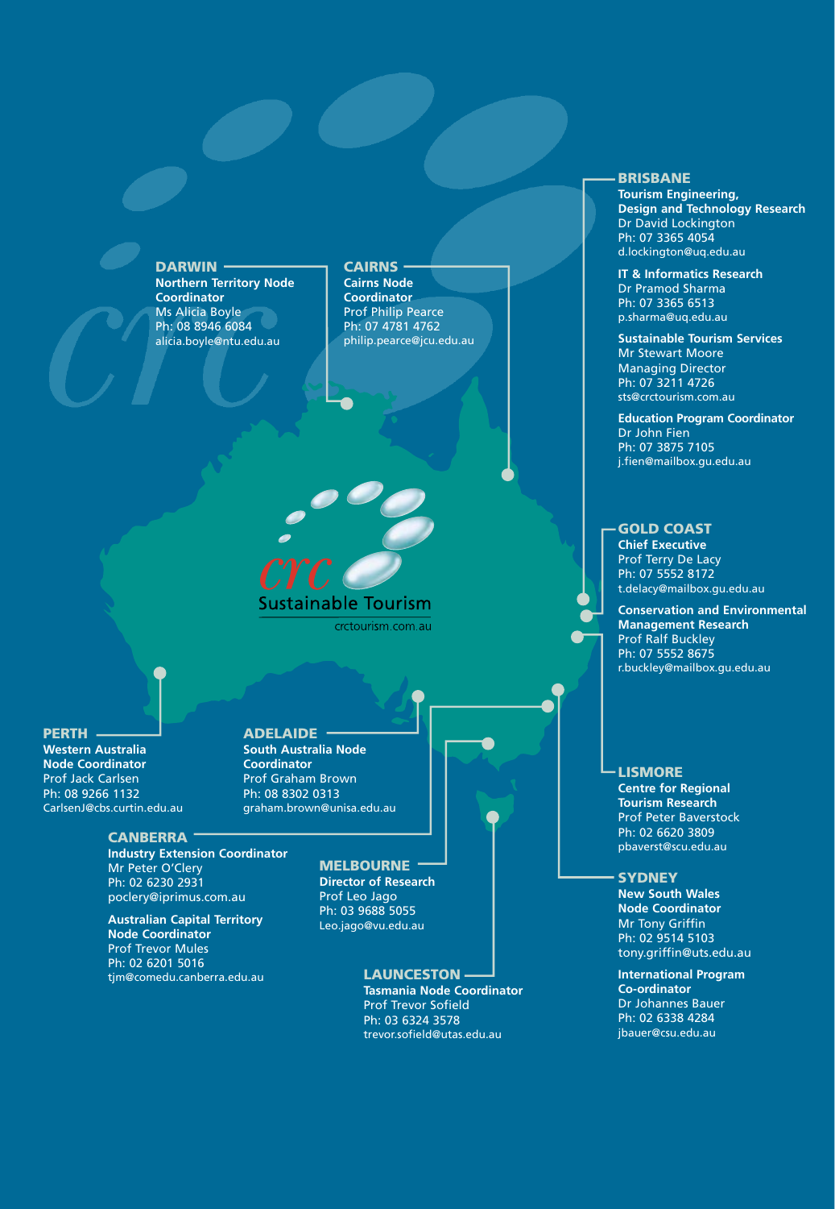## DARWIN

**Northern Territory Node Coordinator**
Ms Alicia Boyle
Ph: 08 8946 6084
alicia.boyle@ntu.edu.au

## CAIRNS

**Cairns Node Coordinator**
Prof Philip Pearce
Ph: 07 4781 4762
philip.pearce@jcu.edu.au

## BRISBANE

**Tourism Engineering, Design and Technology Research**
Dr David Lockington
Ph: 07 3365 4054
d.lockington@uq.edu.au

**IT & Informatics Research**
Dr Pramod Sharma
Ph: 07 3365 6513
p.sharma@uq.edu.au

**Sustainable Tourism Services**
Mr Stewart Moore
Managing Director
Ph: 07 3211 4726
sts@crctourism.com.au

**Education Program Coordinator**
Dr John Fien
Ph: 07 3875 7105
j.fien@mailbox.gu.edu.au

## GOLD COAST

**Chief Executive**
Prof Terry De Lacy
Ph: 07 5552 8172
t.delacy@mailbox.gu.edu.au

**Conservation and Environmental Management Research**
Prof Ralf Buckley
Ph: 07 5552 8675
r.buckley@mailbox.gu.edu.au

crc Sustainable Tourism
crctourism.com.au

## PERTH

**Western Australia Node Coordinator**
Prof Jack Carlsen
Ph: 08 9266 1132
CarlsenJ@cbs.curtin.edu.au

## ADELAIDE

**South Australia Node Coordinator**
Prof Graham Brown
Ph: 08 8302 0313
graham.brown@unisa.edu.au

## LISMORE

**Centre for Regional Tourism Research**
Prof Peter Baverstock
Ph: 02 6620 3809
pbaverst@scu.edu.au

## CANBERRA

**Industry Extension Coordinator**
Mr Peter O'Clery
Ph: 02 6230 2931
poclery@iprimus.com.au

**Australian Capital Territory Node Coordinator**
Prof Trevor Mules
Ph: 02 6201 5016
tjm@comedu.canberra.edu.au

## MELBOURNE

**Director of Research**
Prof Leo Jago
Ph: 03 9688 5055
Leo.jago@vu.edu.au

## SYDNEY

**New South Wales Node Coordinator**
Mr Tony Griffin
Ph: 02 9514 5103
tony.griffin@uts.edu.au

**International Program Co-ordinator**
Dr Johannes Bauer
Ph: 02 6338 4284
jbauer@csu.edu.au

## LAUNCESTON

**Tasmania Node Coordinator**
Prof Trevor Sofield
Ph: 03 6324 3578
trevor.sofield@utas.edu.au